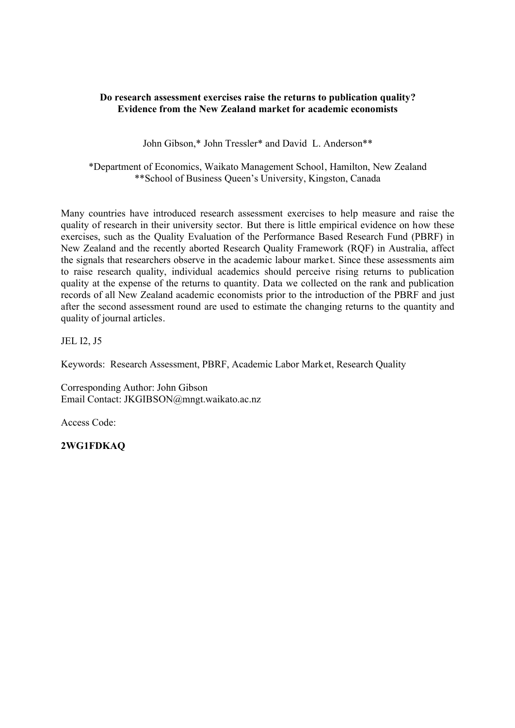**Do research assessment exercises raise the returns to publication quality? Evidence from the New Zealand market for academic economists**

John Gibson,* John Tressler* and David L. Anderson**

*Department of Economics, Waikato Management School, Hamilton, New Zealand
**School of Business Queen's University, Kingston, Canada

Many countries have introduced research assessment exercises to help measure and raise the quality of research in their university sector. But there is little empirical evidence on how these exercises, such as the Quality Evaluation of the Performance Based Research Fund (PBRF) in New Zealand and the recently aborted Research Quality Framework (RQF) in Australia, affect the signals that researchers observe in the academic labour market. Since these assessments aim to raise research quality, individual academics should perceive rising returns to publication quality at the expense of the returns to quantity. Data we collected on the rank and publication records of all New Zealand academic economists prior to the introduction of the PBRF and just after the second assessment round are used to estimate the changing returns to the quantity and quality of journal articles.

JEL I2, J5

Keywords: Research Assessment, PBRF, Academic Labor Market, Research Quality

Corresponding Author: John Gibson
Email Contact: JKGIBSON@mngt.waikato.ac.nz

Access Code:

**2WG1FDKAQ**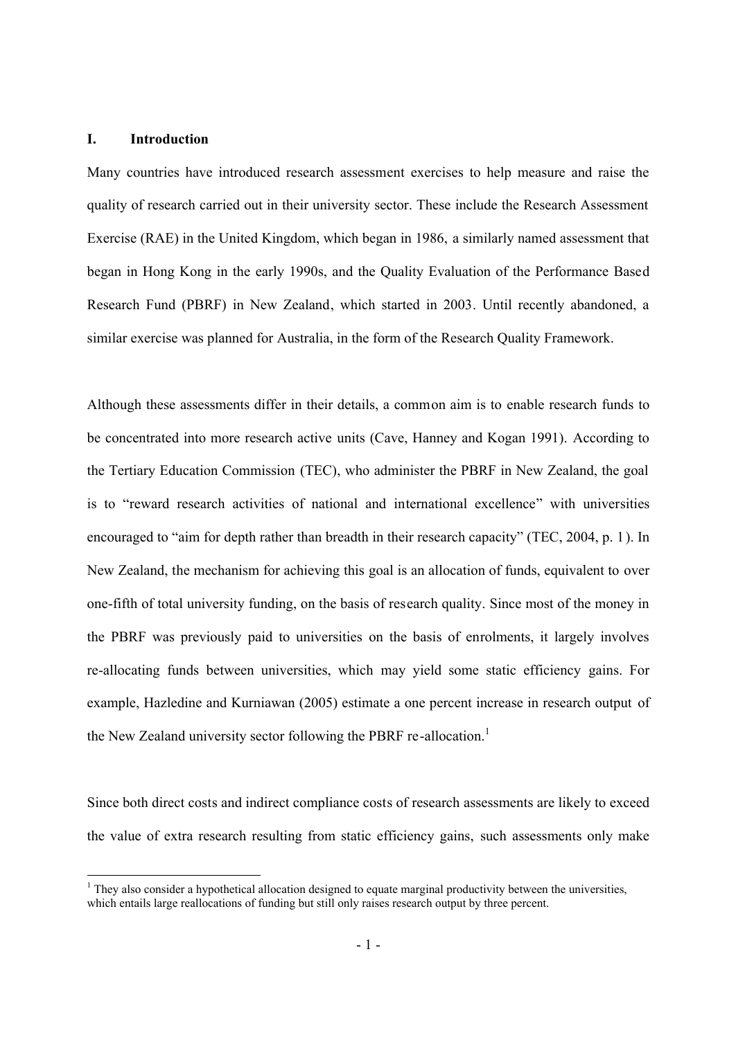## I. Introduction

Many countries have introduced research assessment exercises to help measure and raise the quality of research carried out in their university sector. These include the Research Assessment Exercise (RAE) in the United Kingdom, which began in 1986, a similarly named assessment that began in Hong Kong in the early 1990s, and the Quality Evaluation of the Performance Based Research Fund (PBRF) in New Zealand, which started in 2003. Until recently abandoned, a similar exercise was planned for Australia, in the form of the Research Quality Framework.

Although these assessments differ in their details, a common aim is to enable research funds to be concentrated into more research active units (Cave, Hanney and Kogan 1991). According to the Tertiary Education Commission (TEC), who administer the PBRF in New Zealand, the goal is to "reward research activities of national and international excellence" with universities encouraged to "aim for depth rather than breadth in their research capacity" (TEC, 2004, p. 1). In New Zealand, the mechanism for achieving this goal is an allocation of funds, equivalent to over one-fifth of total university funding, on the basis of research quality. Since most of the money in the PBRF was previously paid to universities on the basis of enrolments, it largely involves re-allocating funds between universities, which may yield some static efficiency gains. For example, Hazledine and Kurniawan (2005) estimate a one percent increase in research output of the New Zealand university sector following the PBRF re-allocation.[1]

Since both direct costs and indirect compliance costs of research assessments are likely to exceed the value of extra research resulting from static efficiency gains, such assessments only make

[1] They also consider a hypothetical allocation designed to equate marginal productivity between the universities, which entails large reallocations of funding but still only raises research output by three percent.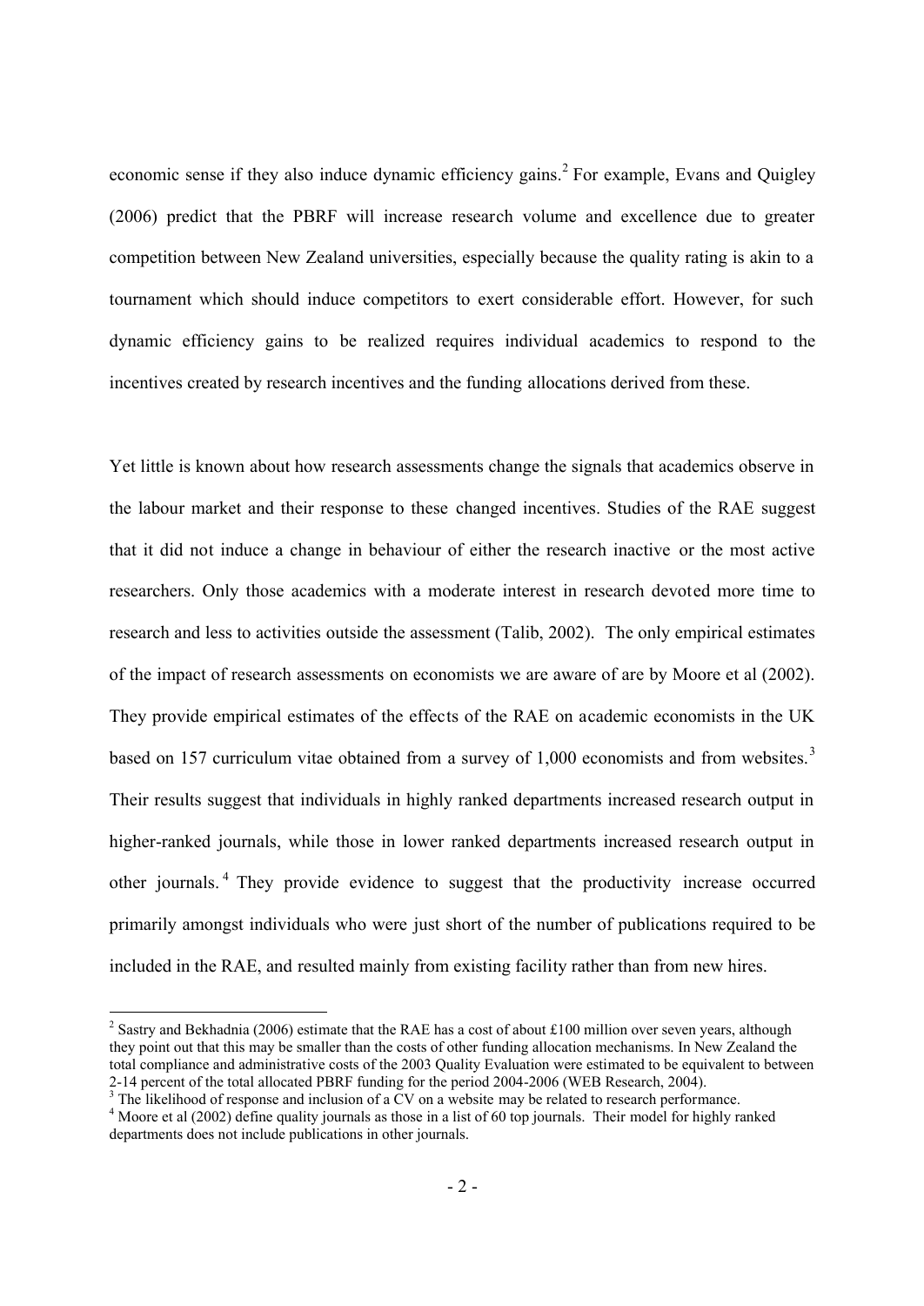economic sense if they also induce dynamic efficiency gains.[2] For example, Evans and Quigley (2006) predict that the PBRF will increase research volume and excellence due to greater competition between New Zealand universities, especially because the quality rating is akin to a tournament which should induce competitors to exert considerable effort. However, for such dynamic efficiency gains to be realized requires individual academics to respond to the incentives created by research incentives and the funding allocations derived from these.

Yet little is known about how research assessments change the signals that academics observe in the labour market and their response to these changed incentives. Studies of the RAE suggest that it did not induce a change in behaviour of either the research inactive or the most active researchers. Only those academics with a moderate interest in research devoted more time to research and less to activities outside the assessment (Talib, 2002). The only empirical estimates of the impact of research assessments on economists we are aware of are by Moore et al (2002). They provide empirical estimates of the effects of the RAE on academic economists in the UK based on 157 curriculum vitae obtained from a survey of 1,000 economists and from websites.[3] Their results suggest that individuals in highly ranked departments increased research output in higher-ranked journals, while those in lower ranked departments increased research output in other journals.[4] They provide evidence to suggest that the productivity increase occurred primarily amongst individuals who were just short of the number of publications required to be included in the RAE, and resulted mainly from existing facility rather than from new hires.

[2] Sastry and Bekhadnia (2006) estimate that the RAE has a cost of about £100 million over seven years, although they point out that this may be smaller than the costs of other funding allocation mechanisms. In New Zealand the total compliance and administrative costs of the 2003 Quality Evaluation were estimated to be equivalent to between 2-14 percent of the total allocated PBRF funding for the period 2004-2006 (WEB Research, 2004).

[3] The likelihood of response and inclusion of a CV on a website may be related to research performance.

[4] Moore et al (2002) define quality journals as those in a list of 60 top journals. Their model for highly ranked departments does not include publications in other journals.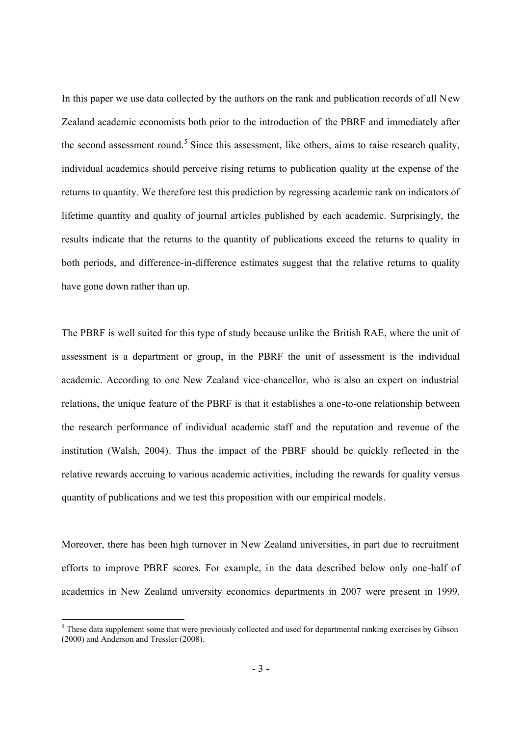In this paper we use data collected by the authors on the rank and publication records of all New Zealand academic economists both prior to the introduction of the PBRF and immediately after the second assessment round.[5] Since this assessment, like others, aims to raise research quality, individual academics should perceive rising returns to publication quality at the expense of the returns to quantity. We therefore test this prediction by regressing academic rank on indicators of lifetime quantity and quality of journal articles published by each academic. Surprisingly, the results indicate that the returns to the quantity of publications exceed the returns to quality in both periods, and difference-in-difference estimates suggest that the relative returns to quality have gone down rather than up.

The PBRF is well suited for this type of study because unlike the British RAE, where the unit of assessment is a department or group, in the PBRF the unit of assessment is the individual academic. According to one New Zealand vice-chancellor, who is also an expert on industrial relations, the unique feature of the PBRF is that it establishes a one-to-one relationship between the research performance of individual academic staff and the reputation and revenue of the institution (Walsh, 2004). Thus the impact of the PBRF should be quickly reflected in the relative rewards accruing to various academic activities, including the rewards for quality versus quantity of publications and we test this proposition with our empirical models.

Moreover, there has been high turnover in New Zealand universities, in part due to recruitment efforts to improve PBRF scores. For example, in the data described below only one-half of academics in New Zealand university economics departments in 2007 were present in 1999.

[5] These data supplement some that were previously collected and used for departmental ranking exercises by Gibson (2000) and Anderson and Tressler (2008).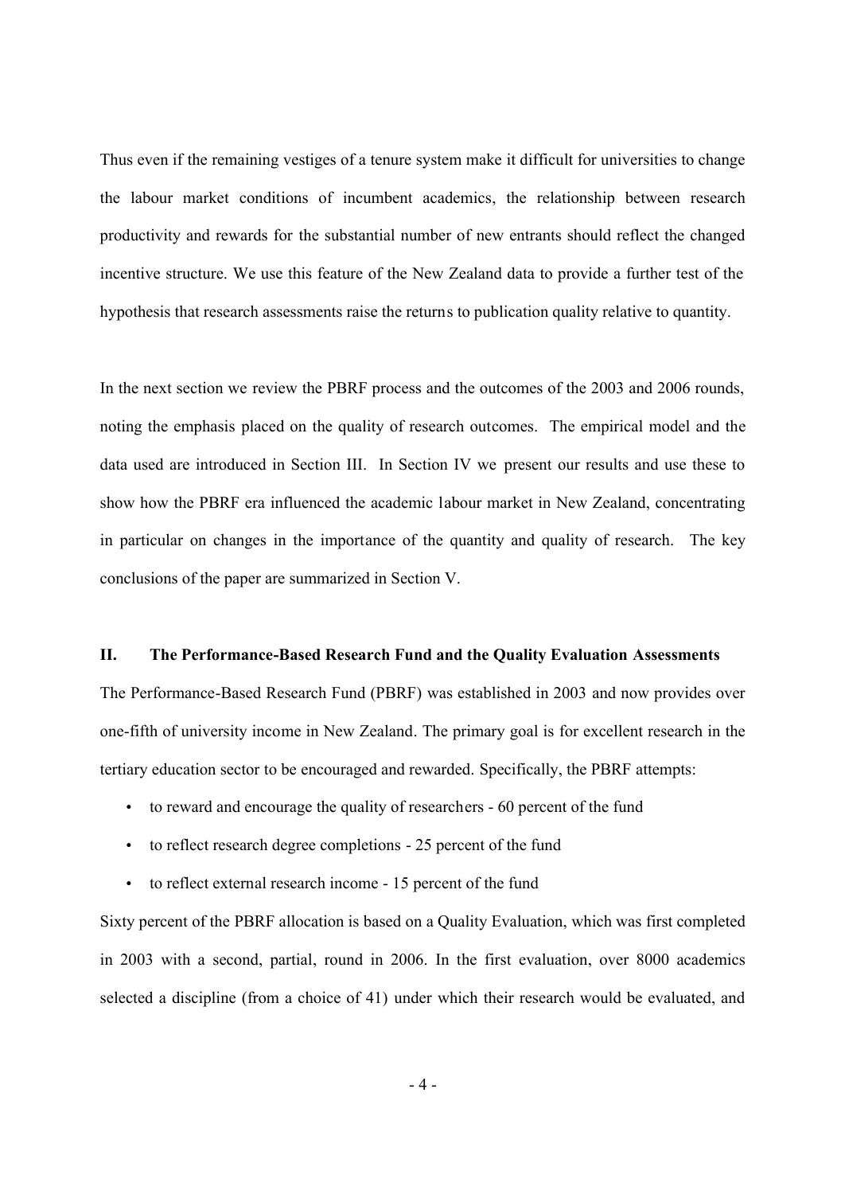Thus even if the remaining vestiges of a tenure system make it difficult for universities to change the labour market conditions of incumbent academics, the relationship between research productivity and rewards for the substantial number of new entrants should reflect the changed incentive structure. We use this feature of the New Zealand data to provide a further test of the hypothesis that research assessments raise the returns to publication quality relative to quantity.

In the next section we review the PBRF process and the outcomes of the 2003 and 2006 rounds, noting the emphasis placed on the quality of research outcomes. The empirical model and the data used are introduced in Section III. In Section IV we present our results and use these to show how the PBRF era influenced the academic labour market in New Zealand, concentrating in particular on changes in the importance of the quantity and quality of research. The key conclusions of the paper are summarized in Section V.

## II. The Performance-Based Research Fund and the Quality Evaluation Assessments

The Performance-Based Research Fund (PBRF) was established in 2003 and now provides over one-fifth of university income in New Zealand. The primary goal is for excellent research in the tertiary education sector to be encouraged and rewarded. Specifically, the PBRF attempts:

- to reward and encourage the quality of researchers - 60 percent of the fund
- to reflect research degree completions - 25 percent of the fund
- to reflect external research income - 15 percent of the fund

Sixty percent of the PBRF allocation is based on a Quality Evaluation, which was first completed in 2003 with a second, partial, round in 2006. In the first evaluation, over 8000 academics selected a discipline (from a choice of 41) under which their research would be evaluated, and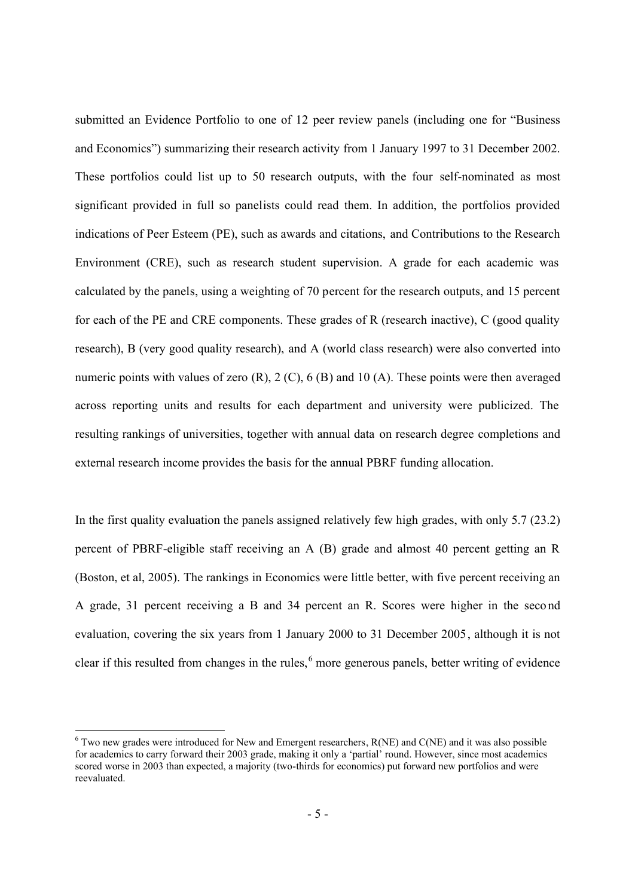submitted an Evidence Portfolio to one of 12 peer review panels (including one for "Business and Economics") summarizing their research activity from 1 January 1997 to 31 December 2002. These portfolios could list up to 50 research outputs, with the four self-nominated as most significant provided in full so panelists could read them. In addition, the portfolios provided indications of Peer Esteem (PE), such as awards and citations, and Contributions to the Research Environment (CRE), such as research student supervision. A grade for each academic was calculated by the panels, using a weighting of 70 percent for the research outputs, and 15 percent for each of the PE and CRE components. These grades of R (research inactive), C (good quality research), B (very good quality research), and A (world class research) were also converted into numeric points with values of zero (R), 2 (C), 6 (B) and 10 (A). These points were then averaged across reporting units and results for each department and university were publicized. The resulting rankings of universities, together with annual data on research degree completions and external research income provides the basis for the annual PBRF funding allocation.

In the first quality evaluation the panels assigned relatively few high grades, with only 5.7 (23.2) percent of PBRF-eligible staff receiving an A (B) grade and almost 40 percent getting an R (Boston, et al, 2005). The rankings in Economics were little better, with five percent receiving an A grade, 31 percent receiving a B and 34 percent an R. Scores were higher in the second evaluation, covering the six years from 1 January 2000 to 31 December 2005, although it is not clear if this resulted from changes in the rules,[6] more generous panels, better writing of evidence

[6] Two new grades were introduced for New and Emergent researchers, R(NE) and C(NE) and it was also possible for academics to carry forward their 2003 grade, making it only a 'partial' round. However, since most academics scored worse in 2003 than expected, a majority (two-thirds for economics) put forward new portfolios and were reevaluated.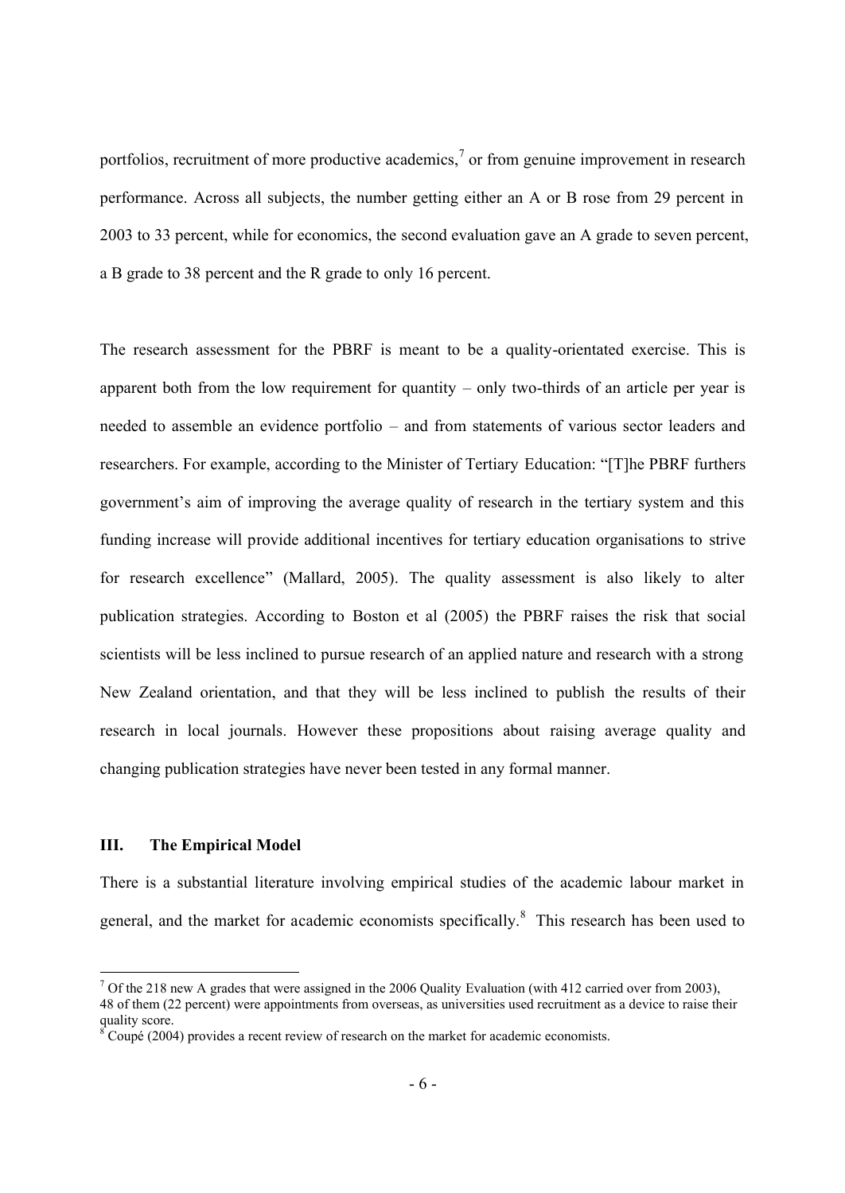portfolios, recruitment of more productive academics,[7] or from genuine improvement in research performance. Across all subjects, the number getting either an A or B rose from 29 percent in 2003 to 33 percent, while for economics, the second evaluation gave an A grade to seven percent, a B grade to 38 percent and the R grade to only 16 percent.

The research assessment for the PBRF is meant to be a quality-orientated exercise. This is apparent both from the low requirement for quantity – only two-thirds of an article per year is needed to assemble an evidence portfolio – and from statements of various sector leaders and researchers. For example, according to the Minister of Tertiary Education: "[T]he PBRF furthers government's aim of improving the average quality of research in the tertiary system and this funding increase will provide additional incentives for tertiary education organisations to strive for research excellence" (Mallard, 2005). The quality assessment is also likely to alter publication strategies. According to Boston et al (2005) the PBRF raises the risk that social scientists will be less inclined to pursue research of an applied nature and research with a strong New Zealand orientation, and that they will be less inclined to publish the results of their research in local journals. However these propositions about raising average quality and changing publication strategies have never been tested in any formal manner.

## III. The Empirical Model

There is a substantial literature involving empirical studies of the academic labour market in general, and the market for academic economists specifically.[8] This research has been used to

---

[7] Of the 218 new A grades that were assigned in the 2006 Quality Evaluation (with 412 carried over from 2003), 48 of them (22 percent) were appointments from overseas, as universities used recruitment as a device to raise their quality score.

[8] Coupé (2004) provides a recent review of research on the market for academic economists.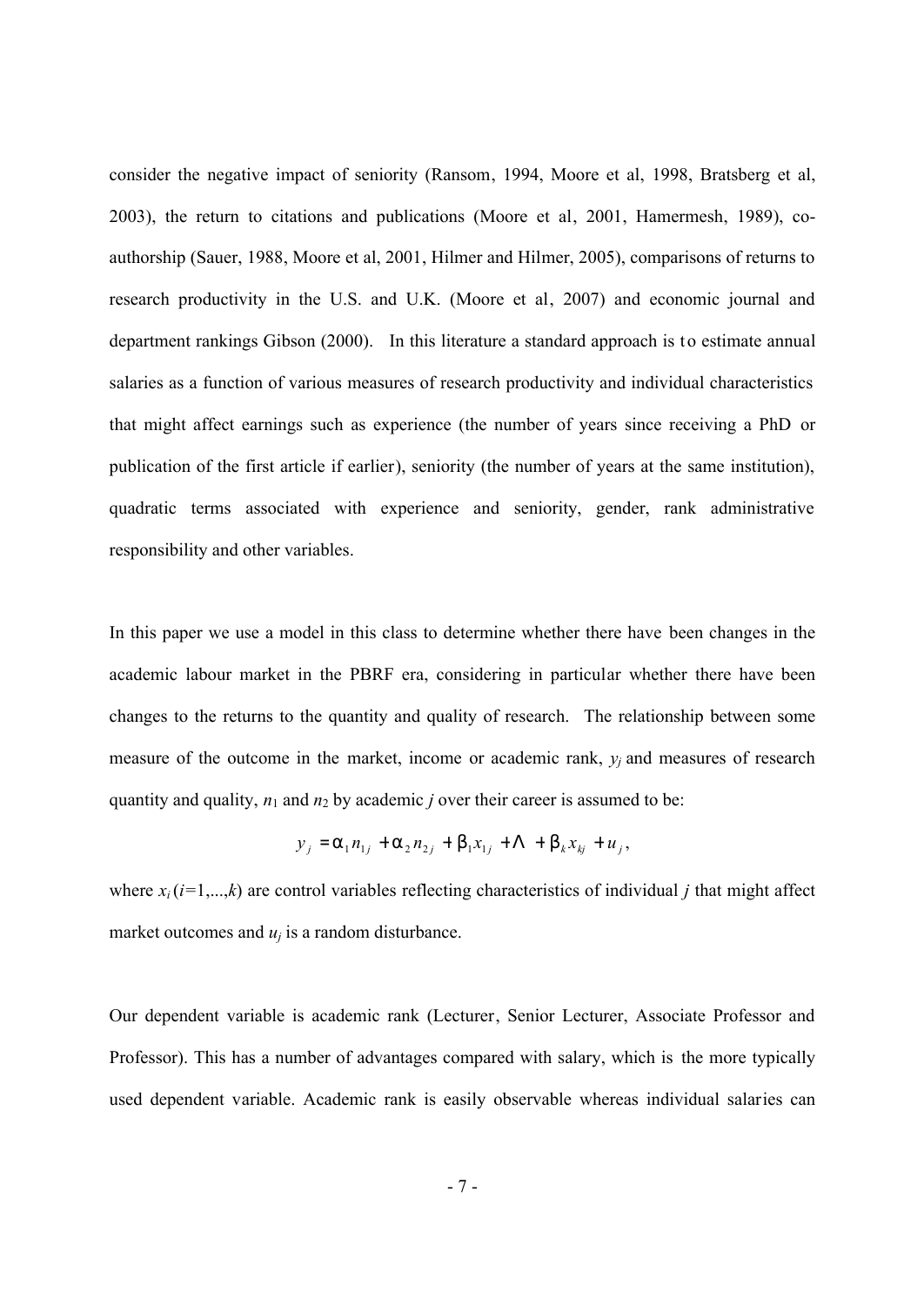consider the negative impact of seniority (Ransom, 1994, Moore et al, 1998, Bratsberg et al, 2003), the return to citations and publications (Moore et al, 2001, Hamermesh, 1989), co-authorship (Sauer, 1988, Moore et al, 2001, Hilmer and Hilmer, 2005), comparisons of returns to research productivity in the U.S. and U.K. (Moore et al, 2007) and economic journal and department rankings Gibson (2000). In this literature a standard approach is to estimate annual salaries as a function of various measures of research productivity and individual characteristics that might affect earnings such as experience (the number of years since receiving a PhD or publication of the first article if earlier), seniority (the number of years at the same institution), quadratic terms associated with experience and seniority, gender, rank administrative responsibility and other variables.

In this paper we use a model in this class to determine whether there have been changes in the academic labour market in the PBRF era, considering in particular whether there have been changes to the returns to the quantity and quality of research. The relationship between some measure of the outcome in the market, income or academic rank, $y_j$ and measures of research quantity and quality, $n_1$ and $n_2$ by academic $j$ over their career is assumed to be:

$$y_j = \alpha_1 n_{1j} + \alpha_2 n_{2j} + \beta_1 x_{1j} + \Lambda + \beta_k x_{kj} + u_j,$$

where $x_i$ ($i$=1,...,$k$) are control variables reflecting characteristics of individual $j$ that might affect market outcomes and $u_j$ is a random disturbance.

Our dependent variable is academic rank (Lecturer, Senior Lecturer, Associate Professor and Professor). This has a number of advantages compared with salary, which is the more typically used dependent variable. Academic rank is easily observable whereas individual salaries can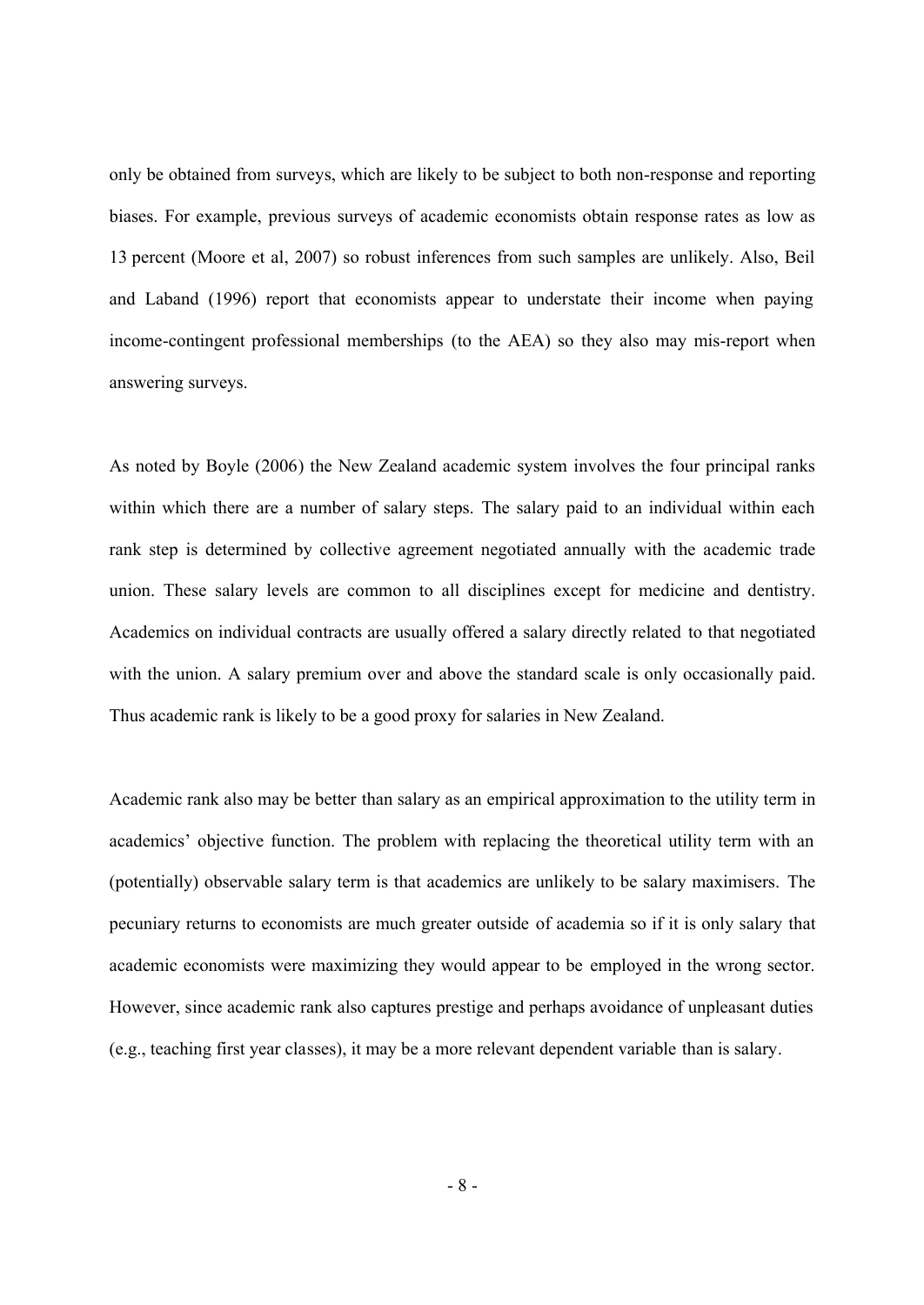only be obtained from surveys, which are likely to be subject to both non-response and reporting biases. For example, previous surveys of academic economists obtain response rates as low as 13 percent (Moore et al, 2007) so robust inferences from such samples are unlikely. Also, Beil and Laband (1996) report that economists appear to understate their income when paying income-contingent professional memberships (to the AEA) so they also may mis-report when answering surveys.

As noted by Boyle (2006) the New Zealand academic system involves the four principal ranks within which there are a number of salary steps. The salary paid to an individual within each rank step is determined by collective agreement negotiated annually with the academic trade union. These salary levels are common to all disciplines except for medicine and dentistry. Academics on individual contracts are usually offered a salary directly related to that negotiated with the union. A salary premium over and above the standard scale is only occasionally paid. Thus academic rank is likely to be a good proxy for salaries in New Zealand.

Academic rank also may be better than salary as an empirical approximation to the utility term in academics' objective function. The problem with replacing the theoretical utility term with an (potentially) observable salary term is that academics are unlikely to be salary maximisers. The pecuniary returns to economists are much greater outside of academia so if it is only salary that academic economists were maximizing they would appear to be employed in the wrong sector. However, since academic rank also captures prestige and perhaps avoidance of unpleasant duties (e.g., teaching first year classes), it may be a more relevant dependent variable than is salary.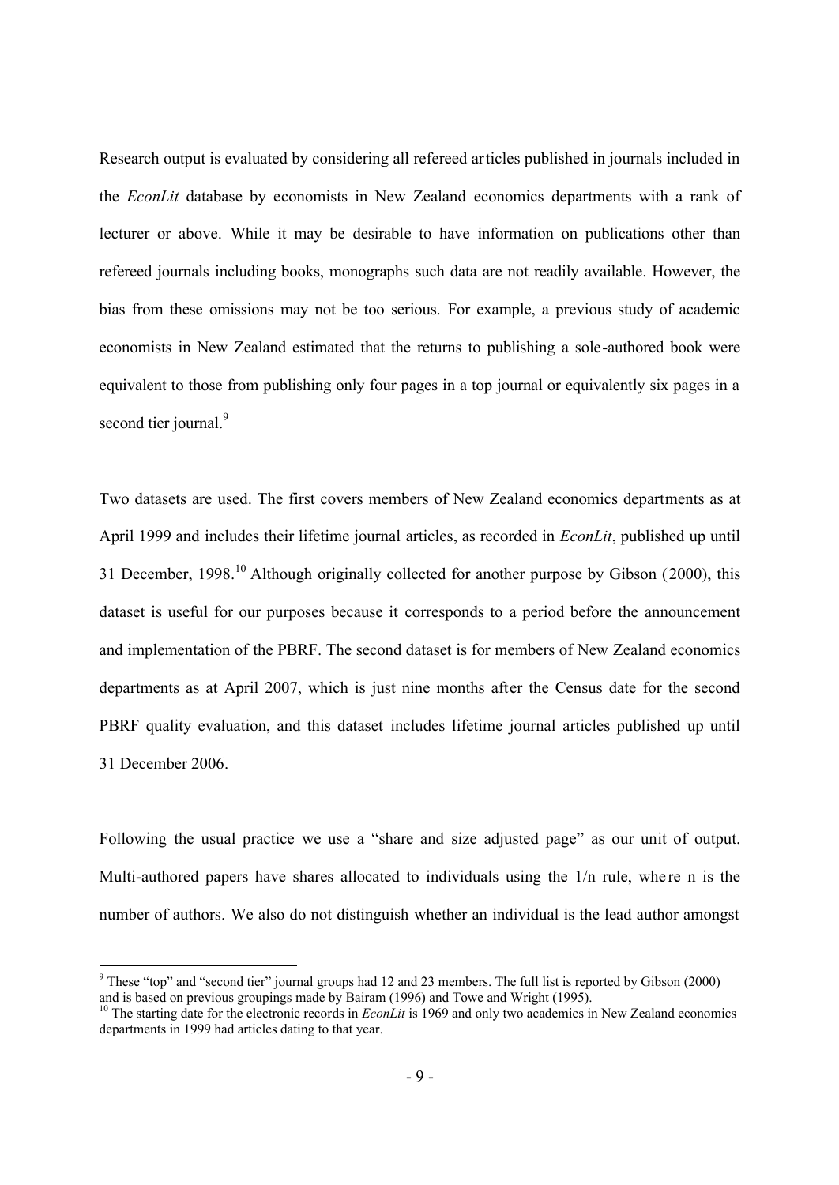Research output is evaluated by considering all refereed articles published in journals included in the *EconLit* database by economists in New Zealand economics departments with a rank of lecturer or above. While it may be desirable to have information on publications other than refereed journals including books, monographs such data are not readily available. However, the bias from these omissions may not be too serious. For example, a previous study of academic economists in New Zealand estimated that the returns to publishing a sole-authored book were equivalent to those from publishing only four pages in a top journal or equivalently six pages in a second tier journal.[9]

Two datasets are used. The first covers members of New Zealand economics departments as at April 1999 and includes their lifetime journal articles, as recorded in *EconLit*, published up until 31 December, 1998.[10] Although originally collected for another purpose by Gibson (2000), this dataset is useful for our purposes because it corresponds to a period before the announcement and implementation of the PBRF. The second dataset is for members of New Zealand economics departments as at April 2007, which is just nine months after the Census date for the second PBRF quality evaluation, and this dataset includes lifetime journal articles published up until 31 December 2006.

Following the usual practice we use a "share and size adjusted page" as our unit of output. Multi-authored papers have shares allocated to individuals using the 1/n rule, where n is the number of authors. We also do not distinguish whether an individual is the lead author amongst

[9] These "top" and "second tier" journal groups had 12 and 23 members. The full list is reported by Gibson (2000) and is based on previous groupings made by Bairam (1996) and Towe and Wright (1995).

[10] The starting date for the electronic records in *EconLit* is 1969 and only two academics in New Zealand economics departments in 1999 had articles dating to that year.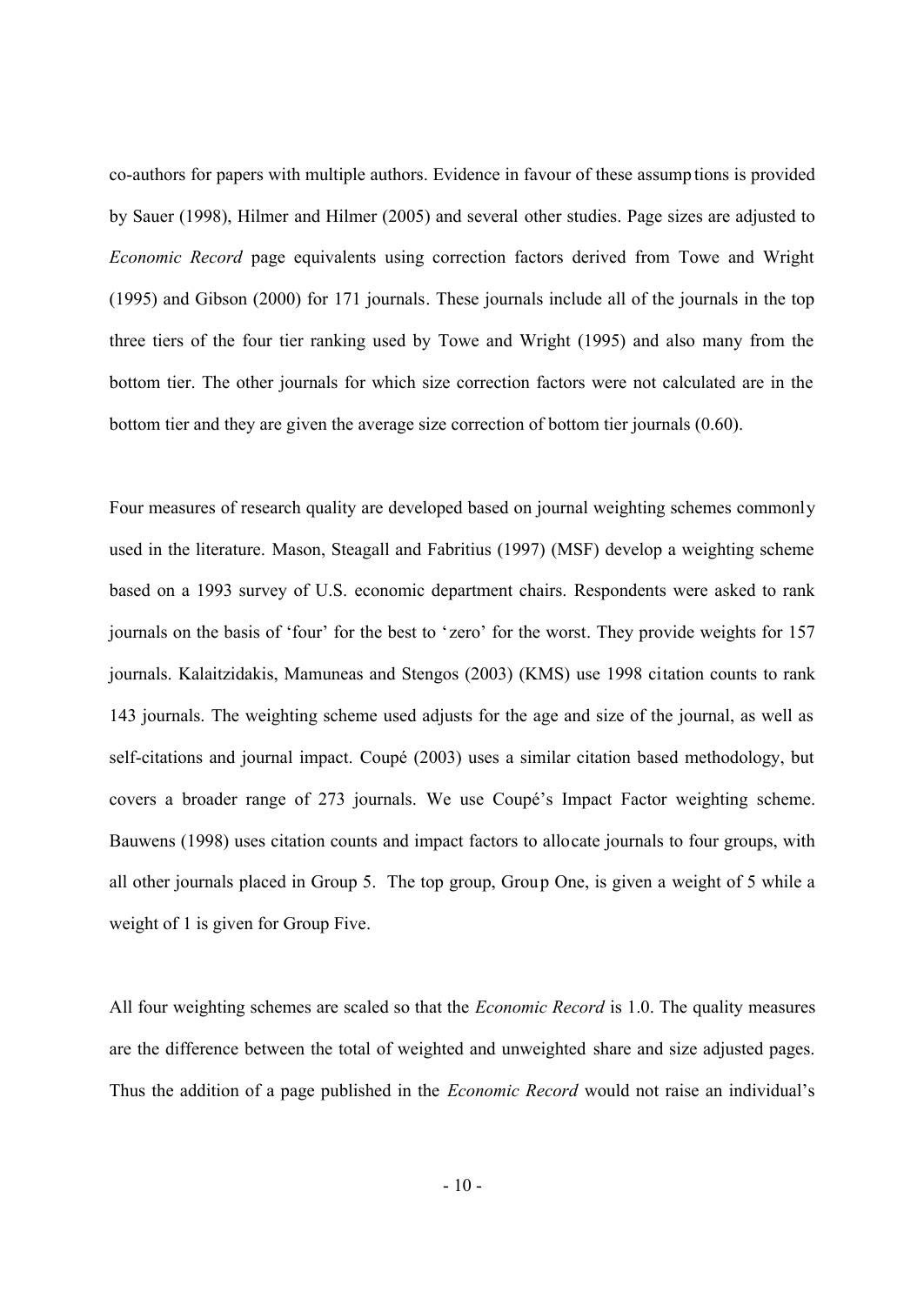co-authors for papers with multiple authors. Evidence in favour of these assumptions is provided by Sauer (1998), Hilmer and Hilmer (2005) and several other studies. Page sizes are adjusted to *Economic Record* page equivalents using correction factors derived from Towe and Wright (1995) and Gibson (2000) for 171 journals. These journals include all of the journals in the top three tiers of the four tier ranking used by Towe and Wright (1995) and also many from the bottom tier. The other journals for which size correction factors were not calculated are in the bottom tier and they are given the average size correction of bottom tier journals (0.60).

Four measures of research quality are developed based on journal weighting schemes commonly used in the literature. Mason, Steagall and Fabritius (1997) (MSF) develop a weighting scheme based on a 1993 survey of U.S. economic department chairs. Respondents were asked to rank journals on the basis of 'four' for the best to 'zero' for the worst. They provide weights for 157 journals. Kalaitzidakis, Mamuneas and Stengos (2003) (KMS) use 1998 citation counts to rank 143 journals. The weighting scheme used adjusts for the age and size of the journal, as well as self-citations and journal impact. Coupé (2003) uses a similar citation based methodology, but covers a broader range of 273 journals. We use Coupé's Impact Factor weighting scheme. Bauwens (1998) uses citation counts and impact factors to allocate journals to four groups, with all other journals placed in Group 5. The top group, Group One, is given a weight of 5 while a weight of 1 is given for Group Five.

All four weighting schemes are scaled so that the *Economic Record* is 1.0. The quality measures are the difference between the total of weighted and unweighted share and size adjusted pages. Thus the addition of a page published in the *Economic Record* would not raise an individual's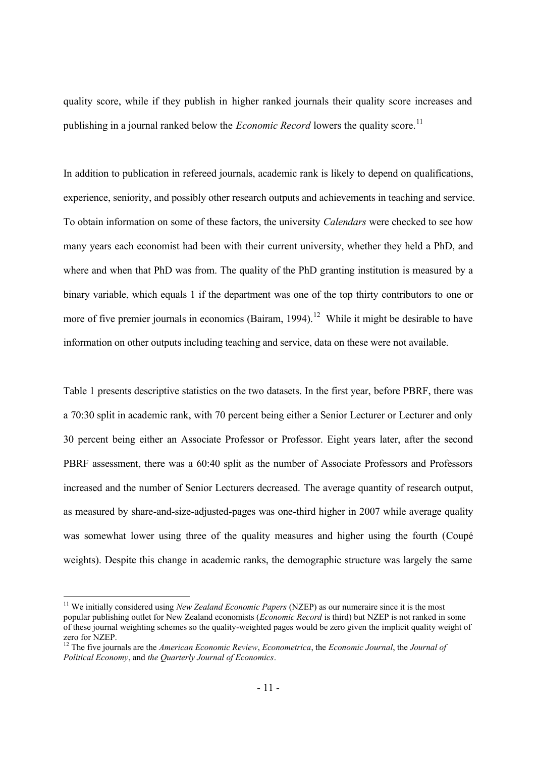quality score, while if they publish in higher ranked journals their quality score increases and publishing in a journal ranked below the *Economic Record* lowers the quality score.[11]

In addition to publication in refereed journals, academic rank is likely to depend on qualifications, experience, seniority, and possibly other research outputs and achievements in teaching and service. To obtain information on some of these factors, the university *Calendars* were checked to see how many years each economist had been with their current university, whether they held a PhD, and where and when that PhD was from. The quality of the PhD granting institution is measured by a binary variable, which equals 1 if the department was one of the top thirty contributors to one or more of five premier journals in economics (Bairam, 1994).[12] While it might be desirable to have information on other outputs including teaching and service, data on these were not available.

Table 1 presents descriptive statistics on the two datasets. In the first year, before PBRF, there was a 70:30 split in academic rank, with 70 percent being either a Senior Lecturer or Lecturer and only 30 percent being either an Associate Professor or Professor. Eight years later, after the second PBRF assessment, there was a 60:40 split as the number of Associate Professors and Professors increased and the number of Senior Lecturers decreased. The average quantity of research output, as measured by share-and-size-adjusted-pages was one-third higher in 2007 while average quality was somewhat lower using three of the quality measures and higher using the fourth (Coupé weights). Despite this change in academic ranks, the demographic structure was largely the same

[11] We initially considered using *New Zealand Economic Papers* (NZEP) as our numeraire since it is the most popular publishing outlet for New Zealand economists (*Economic Record* is third) but NZEP is not ranked in some of these journal weighting schemes so the quality-weighted pages would be zero given the implicit quality weight of zero for NZEP.

[12] The five journals are the *American Economic Review*, *Econometrica*, the *Economic Journal*, the *Journal of Political Economy*, and *the Quarterly Journal of Economics*.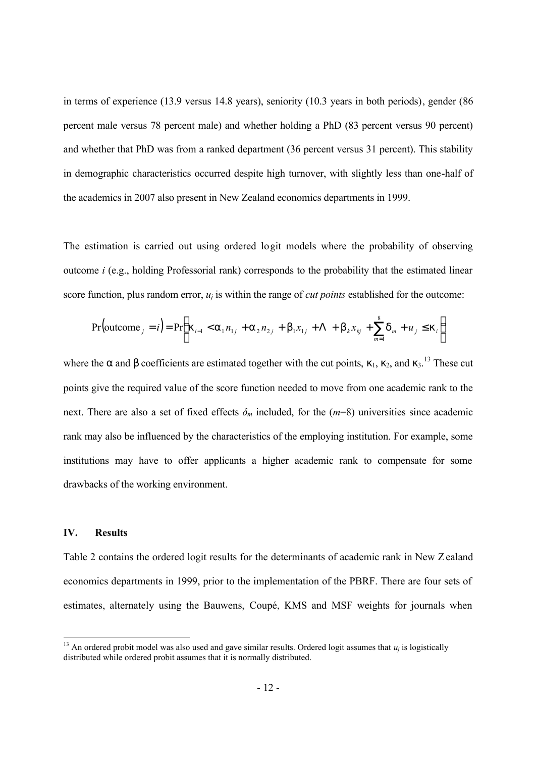in terms of experience (13.9 versus 14.8 years), seniority (10.3 years in both periods), gender (86 percent male versus 78 percent male) and whether holding a PhD (83 percent versus 90 percent) and whether that PhD was from a ranked department (36 percent versus 31 percent). This stability in demographic characteristics occurred despite high turnover, with slightly less than one-half of the academics in 2007 also present in New Zealand economics departments in 1999.

The estimation is carried out using ordered logit models where the probability of observing outcome *i* (e.g., holding Professorial rank) corresponds to the probability that the estimated linear score function, plus random error, $u_j$ is within the range of *cut points* established for the outcome:

$$\Pr\left(\text{outcome}_j = i\right) = \Pr\left(\kappa_{i-1} < \alpha_1 n_{1j} + \alpha_2 n_{2j} + \beta_1 x_{1j} + \Lambda + \beta_k x_{kj} + \sum_{m=1}^{8} \delta_m + u_j \leq \kappa_i\right)$$

where the $\alpha$ and $\beta$ coefficients are estimated together with the cut points, $\kappa_1$, $\kappa_2$, and $\kappa_3$.[13] These cut points give the required value of the score function needed to move from one academic rank to the next. There are also a set of fixed effects $\delta_m$ included, for the ($m$=8) universities since academic rank may also be influenced by the characteristics of the employing institution. For example, some institutions may have to offer applicants a higher academic rank to compensate for some drawbacks of the working environment.

## IV. Results

Table 2 contains the ordered logit results for the determinants of academic rank in New Zealand economics departments in 1999, prior to the implementation of the PBRF. There are four sets of estimates, alternately using the Bauwens, Coupé, KMS and MSF weights for journals when

[13] An ordered probit model was also used and gave similar results. Ordered logit assumes that $u_j$ is logistically distributed while ordered probit assumes that it is normally distributed.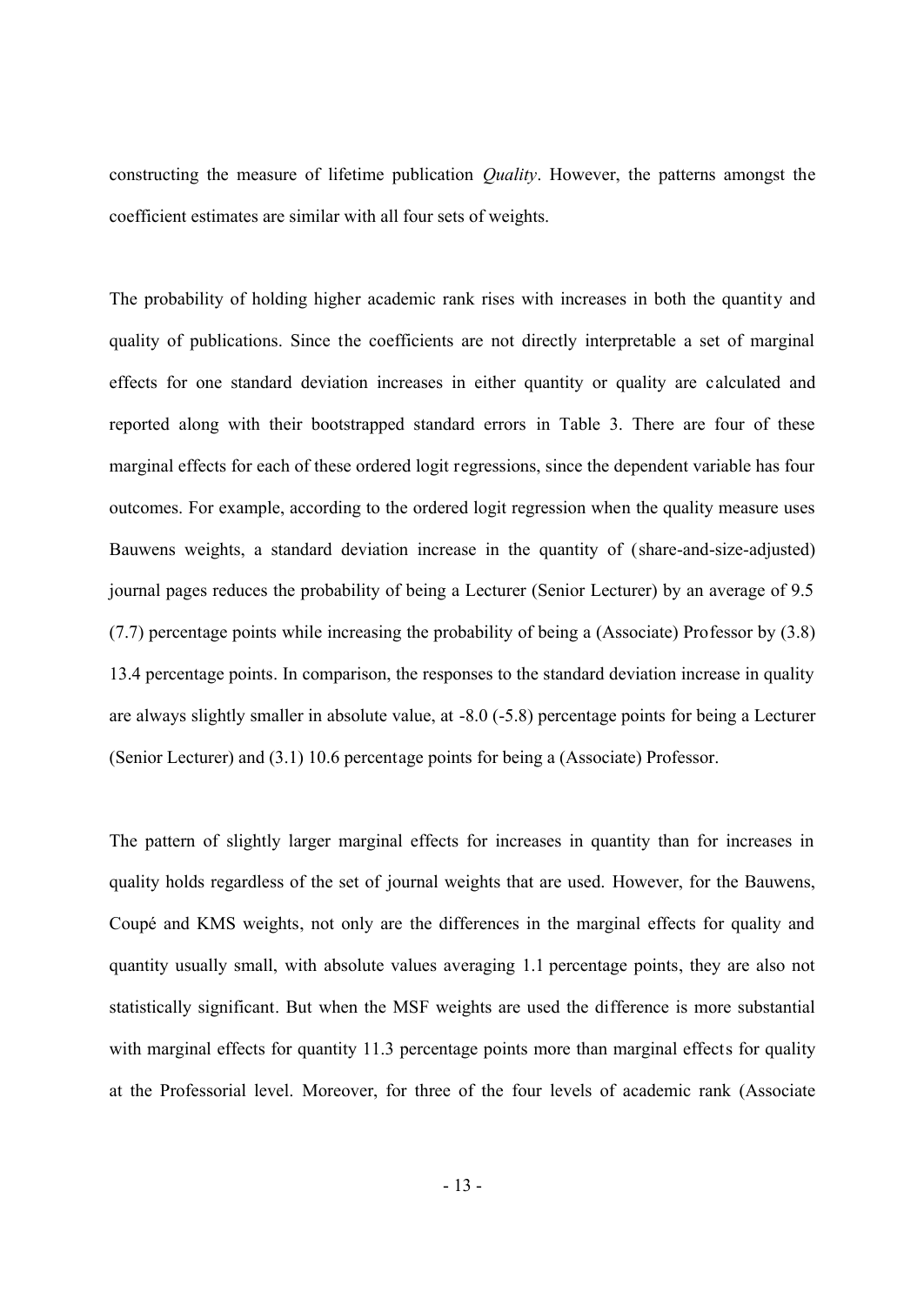constructing the measure of lifetime publication *Quality*. However, the patterns amongst the coefficient estimates are similar with all four sets of weights.

The probability of holding higher academic rank rises with increases in both the quantity and quality of publications. Since the coefficients are not directly interpretable a set of marginal effects for one standard deviation increases in either quantity or quality are calculated and reported along with their bootstrapped standard errors in Table 3. There are four of these marginal effects for each of these ordered logit regressions, since the dependent variable has four outcomes. For example, according to the ordered logit regression when the quality measure uses Bauwens weights, a standard deviation increase in the quantity of (share-and-size-adjusted) journal pages reduces the probability of being a Lecturer (Senior Lecturer) by an average of 9.5 (7.7) percentage points while increasing the probability of being a (Associate) Professor by (3.8) 13.4 percentage points. In comparison, the responses to the standard deviation increase in quality are always slightly smaller in absolute value, at -8.0 (-5.8) percentage points for being a Lecturer (Senior Lecturer) and (3.1) 10.6 percentage points for being a (Associate) Professor.

The pattern of slightly larger marginal effects for increases in quantity than for increases in quality holds regardless of the set of journal weights that are used. However, for the Bauwens, Coupé and KMS weights, not only are the differences in the marginal effects for quality and quantity usually small, with absolute values averaging 1.1 percentage points, they are also not statistically significant. But when the MSF weights are used the difference is more substantial with marginal effects for quantity 11.3 percentage points more than marginal effects for quality at the Professorial level. Moreover, for three of the four levels of academic rank (Associate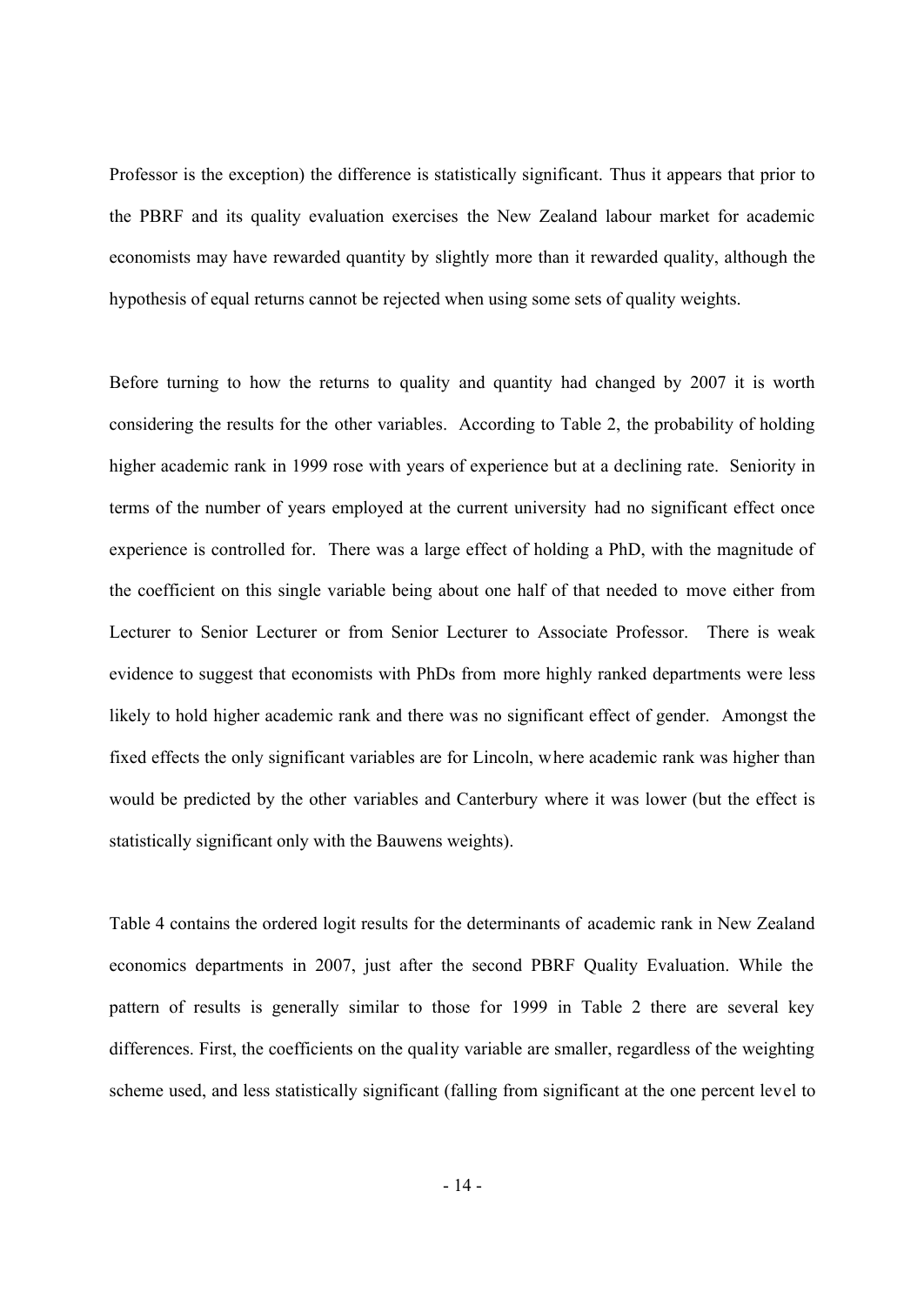Professor is the exception) the difference is statistically significant. Thus it appears that prior to the PBRF and its quality evaluation exercises the New Zealand labour market for academic economists may have rewarded quantity by slightly more than it rewarded quality, although the hypothesis of equal returns cannot be rejected when using some sets of quality weights.

Before turning to how the returns to quality and quantity had changed by 2007 it is worth considering the results for the other variables. According to Table 2, the probability of holding higher academic rank in 1999 rose with years of experience but at a declining rate. Seniority in terms of the number of years employed at the current university had no significant effect once experience is controlled for. There was a large effect of holding a PhD, with the magnitude of the coefficient on this single variable being about one half of that needed to move either from Lecturer to Senior Lecturer or from Senior Lecturer to Associate Professor. There is weak evidence to suggest that economists with PhDs from more highly ranked departments were less likely to hold higher academic rank and there was no significant effect of gender. Amongst the fixed effects the only significant variables are for Lincoln, where academic rank was higher than would be predicted by the other variables and Canterbury where it was lower (but the effect is statistically significant only with the Bauwens weights).

Table 4 contains the ordered logit results for the determinants of academic rank in New Zealand economics departments in 2007, just after the second PBRF Quality Evaluation. While the pattern of results is generally similar to those for 1999 in Table 2 there are several key differences. First, the coefficients on the quality variable are smaller, regardless of the weighting scheme used, and less statistically significant (falling from significant at the one percent level to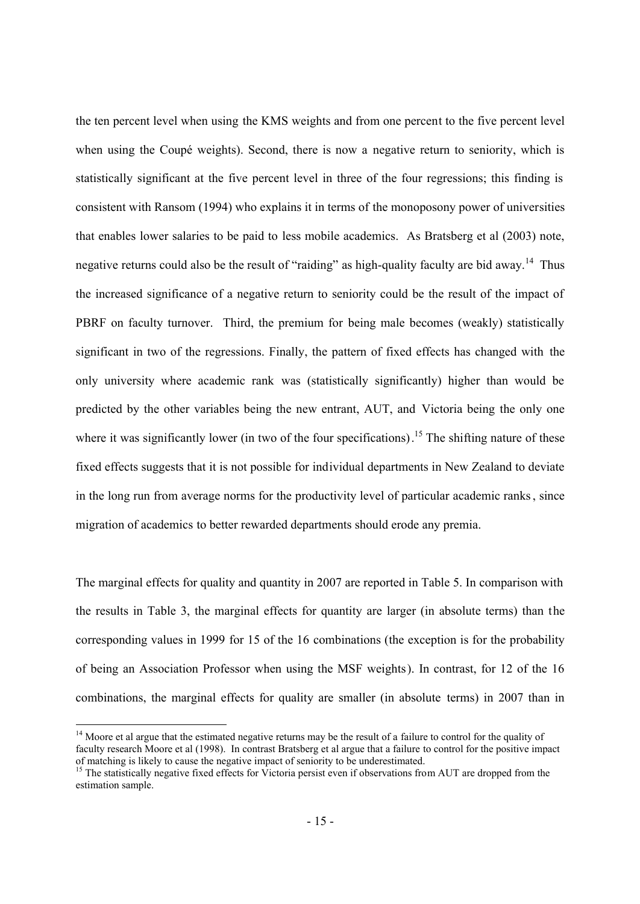the ten percent level when using the KMS weights and from one percent to the five percent level when using the Coupé weights). Second, there is now a negative return to seniority, which is statistically significant at the five percent level in three of the four regressions; this finding is consistent with Ransom (1994) who explains it in terms of the monoposony power of universities that enables lower salaries to be paid to less mobile academics. As Bratsberg et al (2003) note, negative returns could also be the result of "raiding" as high-quality faculty are bid away.[14] Thus the increased significance of a negative return to seniority could be the result of the impact of PBRF on faculty turnover. Third, the premium for being male becomes (weakly) statistically significant in two of the regressions. Finally, the pattern of fixed effects has changed with the only university where academic rank was (statistically significantly) higher than would be predicted by the other variables being the new entrant, AUT, and Victoria being the only one where it was significantly lower (in two of the four specifications).[15] The shifting nature of these fixed effects suggests that it is not possible for individual departments in New Zealand to deviate in the long run from average norms for the productivity level of particular academic ranks, since migration of academics to better rewarded departments should erode any premia.

The marginal effects for quality and quantity in 2007 are reported in Table 5. In comparison with the results in Table 3, the marginal effects for quantity are larger (in absolute terms) than the corresponding values in 1999 for 15 of the 16 combinations (the exception is for the probability of being an Association Professor when using the MSF weights). In contrast, for 12 of the 16 combinations, the marginal effects for quality are smaller (in absolute terms) in 2007 than in

[14] Moore et al argue that the estimated negative returns may be the result of a failure to control for the quality of faculty research Moore et al (1998). In contrast Bratsberg et al argue that a failure to control for the positive impact of matching is likely to cause the negative impact of seniority to be underestimated.

[15] The statistically negative fixed effects for Victoria persist even if observations from AUT are dropped from the estimation sample.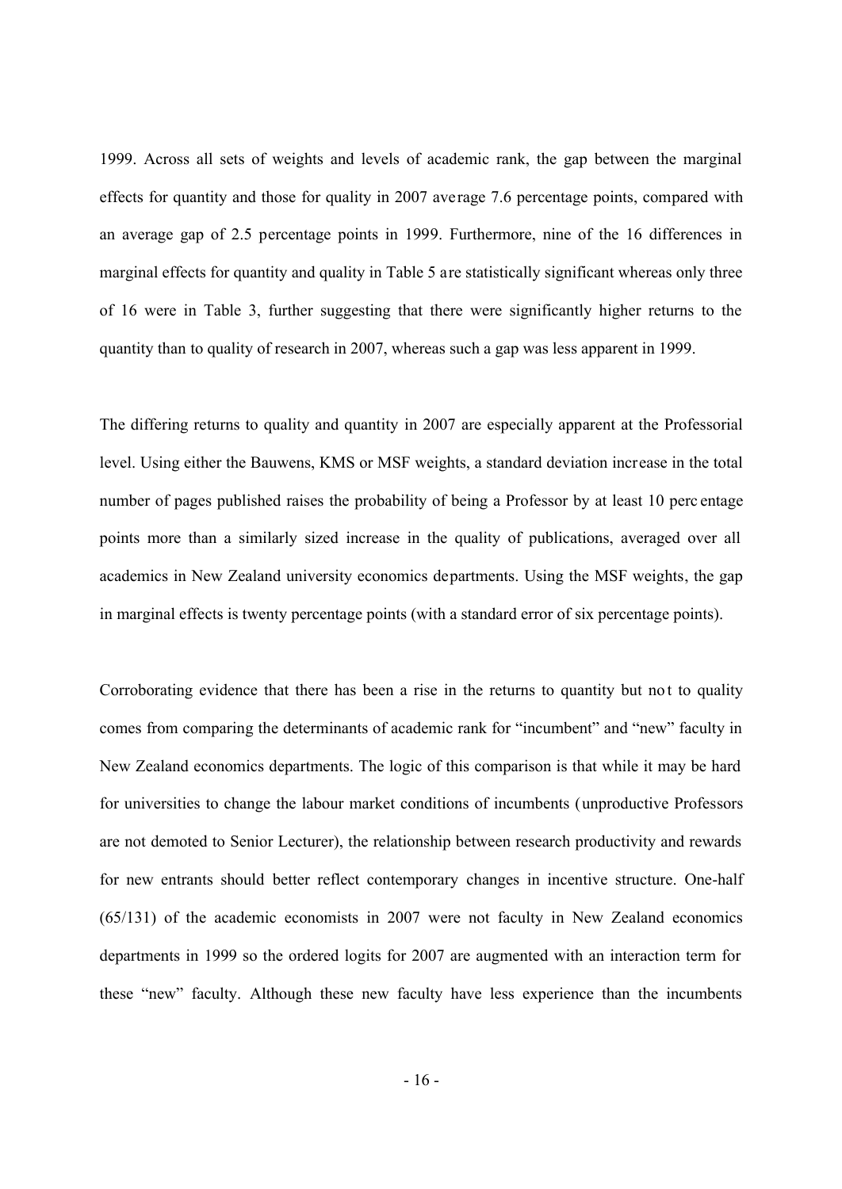1999. Across all sets of weights and levels of academic rank, the gap between the marginal effects for quantity and those for quality in 2007 average 7.6 percentage points, compared with an average gap of 2.5 percentage points in 1999. Furthermore, nine of the 16 differences in marginal effects for quantity and quality in Table 5 are statistically significant whereas only three of 16 were in Table 3, further suggesting that there were significantly higher returns to the quantity than to quality of research in 2007, whereas such a gap was less apparent in 1999.

The differing returns to quality and quantity in 2007 are especially apparent at the Professorial level. Using either the Bauwens, KMS or MSF weights, a standard deviation increase in the total number of pages published raises the probability of being a Professor by at least 10 percentage points more than a similarly sized increase in the quality of publications, averaged over all academics in New Zealand university economics departments. Using the MSF weights, the gap in marginal effects is twenty percentage points (with a standard error of six percentage points).

Corroborating evidence that there has been a rise in the returns to quantity but not to quality comes from comparing the determinants of academic rank for "incumbent" and "new" faculty in New Zealand economics departments. The logic of this comparison is that while it may be hard for universities to change the labour market conditions of incumbents (unproductive Professors are not demoted to Senior Lecturer), the relationship between research productivity and rewards for new entrants should better reflect contemporary changes in incentive structure. One-half (65/131) of the academic economists in 2007 were not faculty in New Zealand economics departments in 1999 so the ordered logits for 2007 are augmented with an interaction term for these "new" faculty. Although these new faculty have less experience than the incumbents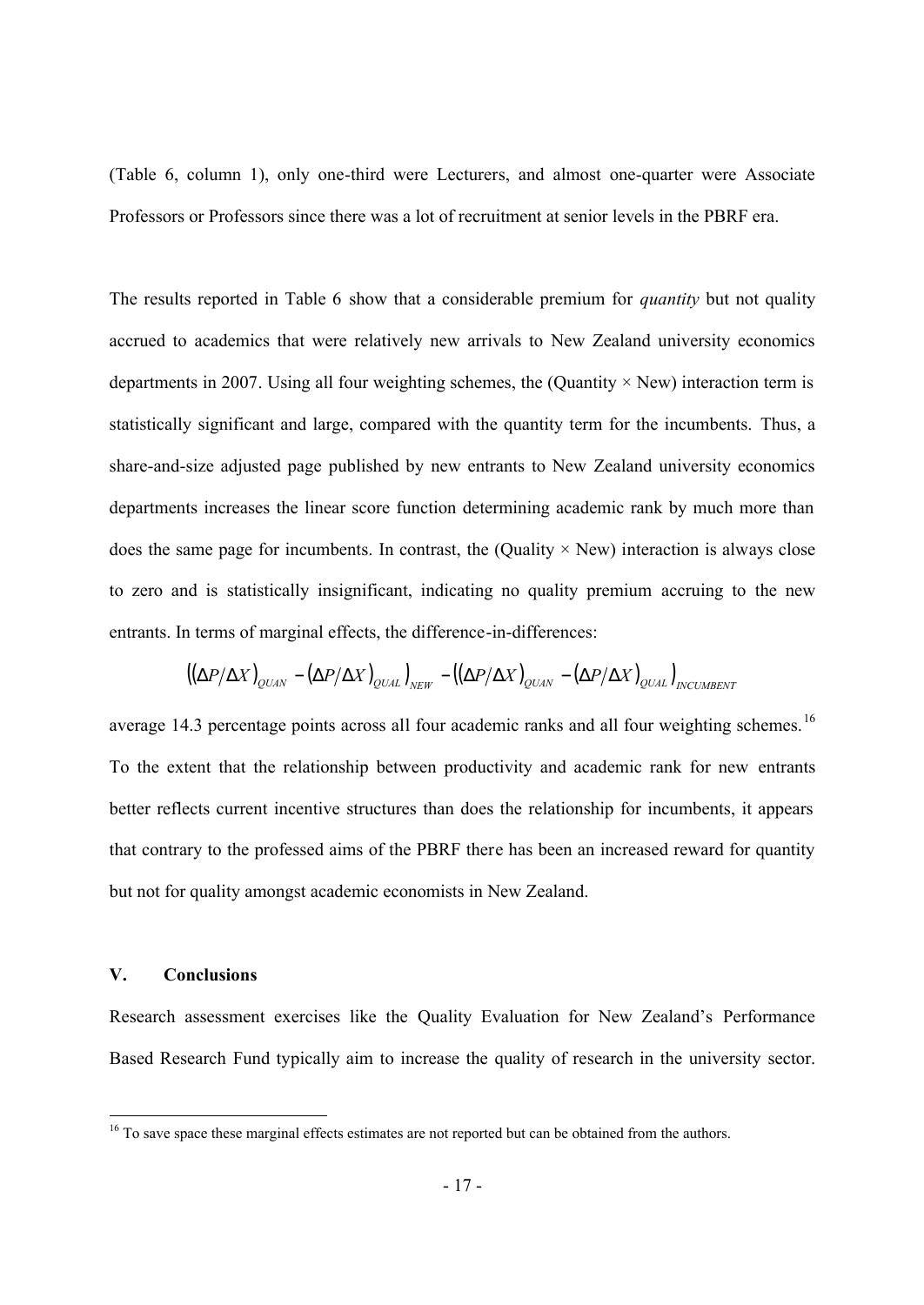(Table 6, column 1), only one-third were Lecturers, and almost one-quarter were Associate Professors or Professors since there was a lot of recruitment at senior levels in the PBRF era.

The results reported in Table 6 show that a considerable premium for *quantity* but not quality accrued to academics that were relatively new arrivals to New Zealand university economics departments in 2007. Using all four weighting schemes, the (Quantity × New) interaction term is statistically significant and large, compared with the quantity term for the incumbents. Thus, a share-and-size adjusted page published by new entrants to New Zealand university economics departments increases the linear score function determining academic rank by much more than does the same page for incumbents. In contrast, the (Quality × New) interaction is always close to zero and is statistically insignificant, indicating no quality premium accruing to the new entrants. In terms of marginal effects, the difference-in-differences:

$$\left((\Delta P/\Delta X)_{QUAN} - (\Delta P/\Delta X)_{QUAL}\right)_{NEW} - \left((\Delta P/\Delta X)_{QUAN} - (\Delta P/\Delta X)_{QUAL}\right)_{INCUMBENT}$$

average 14.3 percentage points across all four academic ranks and all four weighting schemes.[16] To the extent that the relationship between productivity and academic rank for new entrants better reflects current incentive structures than does the relationship for incumbents, it appears that contrary to the professed aims of the PBRF there has been an increased reward for quantity but not for quality amongst academic economists in New Zealand.

## V. Conclusions

Research assessment exercises like the Quality Evaluation for New Zealand's Performance Based Research Fund typically aim to increase the quality of research in the university sector.

[16] To save space these marginal effects estimates are not reported but can be obtained from the authors.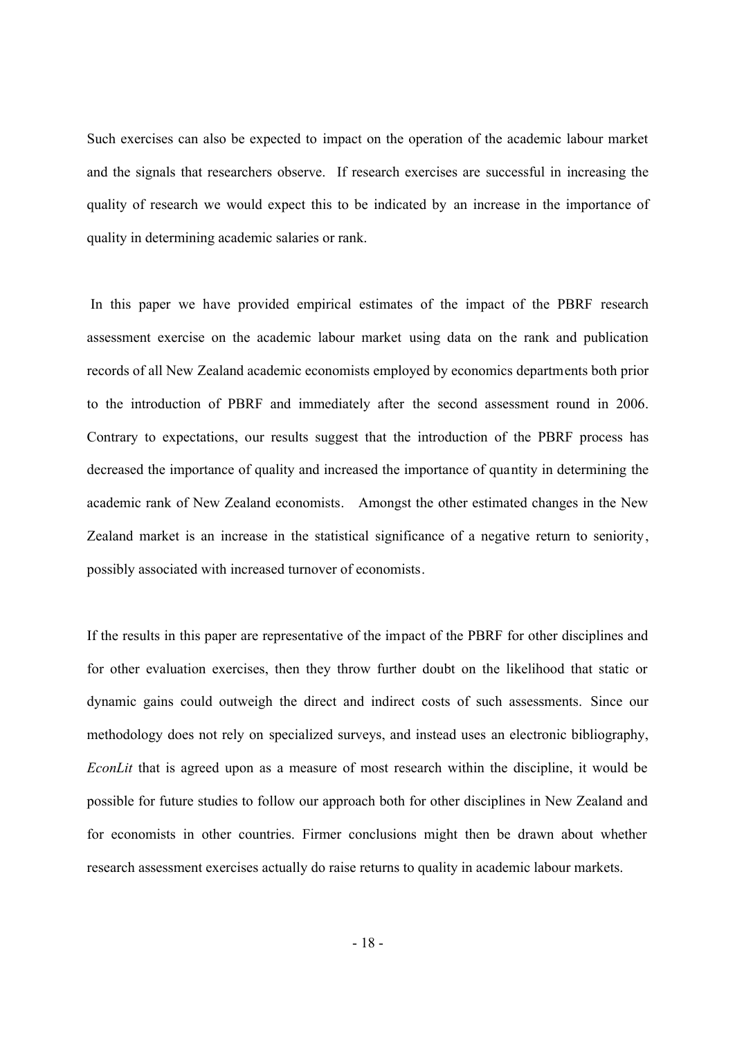Such exercises can also be expected to impact on the operation of the academic labour market and the signals that researchers observe. If research exercises are successful in increasing the quality of research we would expect this to be indicated by an increase in the importance of quality in determining academic salaries or rank.

In this paper we have provided empirical estimates of the impact of the PBRF research assessment exercise on the academic labour market using data on the rank and publication records of all New Zealand academic economists employed by economics departments both prior to the introduction of PBRF and immediately after the second assessment round in 2006. Contrary to expectations, our results suggest that the introduction of the PBRF process has decreased the importance of quality and increased the importance of quantity in determining the academic rank of New Zealand economists. Amongst the other estimated changes in the New Zealand market is an increase in the statistical significance of a negative return to seniority, possibly associated with increased turnover of economists.

If the results in this paper are representative of the impact of the PBRF for other disciplines and for other evaluation exercises, then they throw further doubt on the likelihood that static or dynamic gains could outweigh the direct and indirect costs of such assessments. Since our methodology does not rely on specialized surveys, and instead uses an electronic bibliography, *EconLit* that is agreed upon as a measure of most research within the discipline, it would be possible for future studies to follow our approach both for other disciplines in New Zealand and for economists in other countries. Firmer conclusions might then be drawn about whether research assessment exercises actually do raise returns to quality in academic labour markets.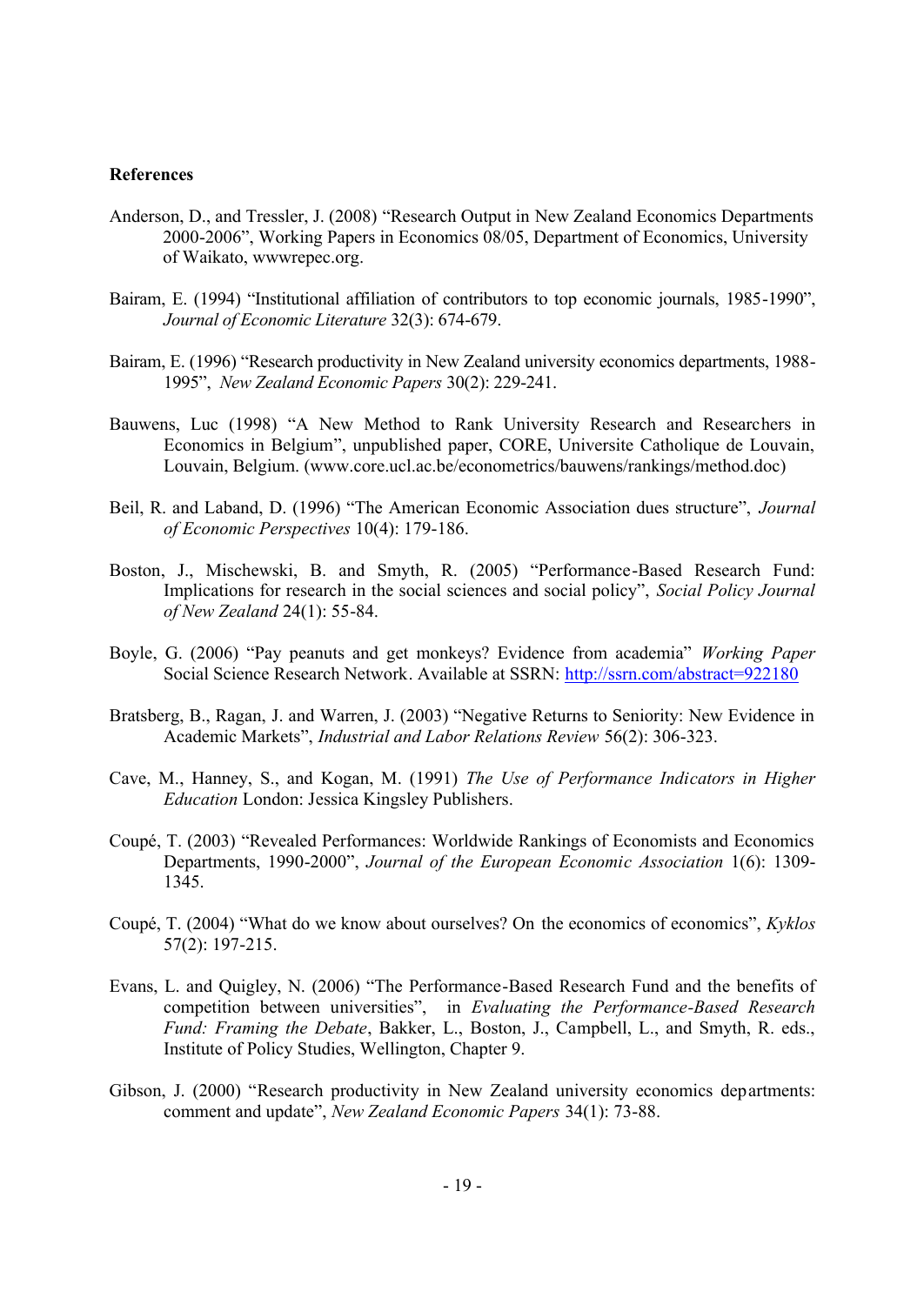**References**

Anderson, D., and Tressler, J. (2008) "Research Output in New Zealand Economics Departments 2000-2006", Working Papers in Economics 08/05, Department of Economics, University of Waikato, wwwrepec.org.

Bairam, E. (1994) "Institutional affiliation of contributors to top economic journals, 1985-1990", *Journal of Economic Literature* 32(3): 674-679.

Bairam, E. (1996) "Research productivity in New Zealand university economics departments, 1988-1995", *New Zealand Economic Papers* 30(2): 229-241.

Bauwens, Luc (1998) "A New Method to Rank University Research and Researchers in Economics in Belgium", unpublished paper, CORE, Universite Catholique de Louvain, Louvain, Belgium. (www.core.ucl.ac.be/econometrics/bauwens/rankings/method.doc)

Beil, R. and Laband, D. (1996) "The American Economic Association dues structure", *Journal of Economic Perspectives* 10(4): 179-186.

Boston, J., Mischewski, B. and Smyth, R. (2005) "Performance-Based Research Fund: Implications for research in the social sciences and social policy", *Social Policy Journal of New Zealand* 24(1): 55-84.

Boyle, G. (2006) "Pay peanuts and get monkeys? Evidence from academia" *Working Paper* Social Science Research Network. Available at SSRN: http://ssrn.com/abstract=922180

Bratsberg, B., Ragan, J. and Warren, J. (2003) "Negative Returns to Seniority: New Evidence in Academic Markets", *Industrial and Labor Relations Review* 56(2): 306-323.

Cave, M., Hanney, S., and Kogan, M. (1991) *The Use of Performance Indicators in Higher Education* London: Jessica Kingsley Publishers.

Coupé, T. (2003) "Revealed Performances: Worldwide Rankings of Economists and Economics Departments, 1990-2000", *Journal of the European Economic Association* 1(6): 1309-1345.

Coupé, T. (2004) "What do we know about ourselves? On the economics of economics", *Kyklos* 57(2): 197-215.

Evans, L. and Quigley, N. (2006) "The Performance-Based Research Fund and the benefits of competition between universities", in *Evaluating the Performance-Based Research Fund: Framing the Debate*, Bakker, L., Boston, J., Campbell, L., and Smyth, R. eds., Institute of Policy Studies, Wellington, Chapter 9.

Gibson, J. (2000) "Research productivity in New Zealand university economics departments: comment and update", *New Zealand Economic Papers* 34(1): 73-88.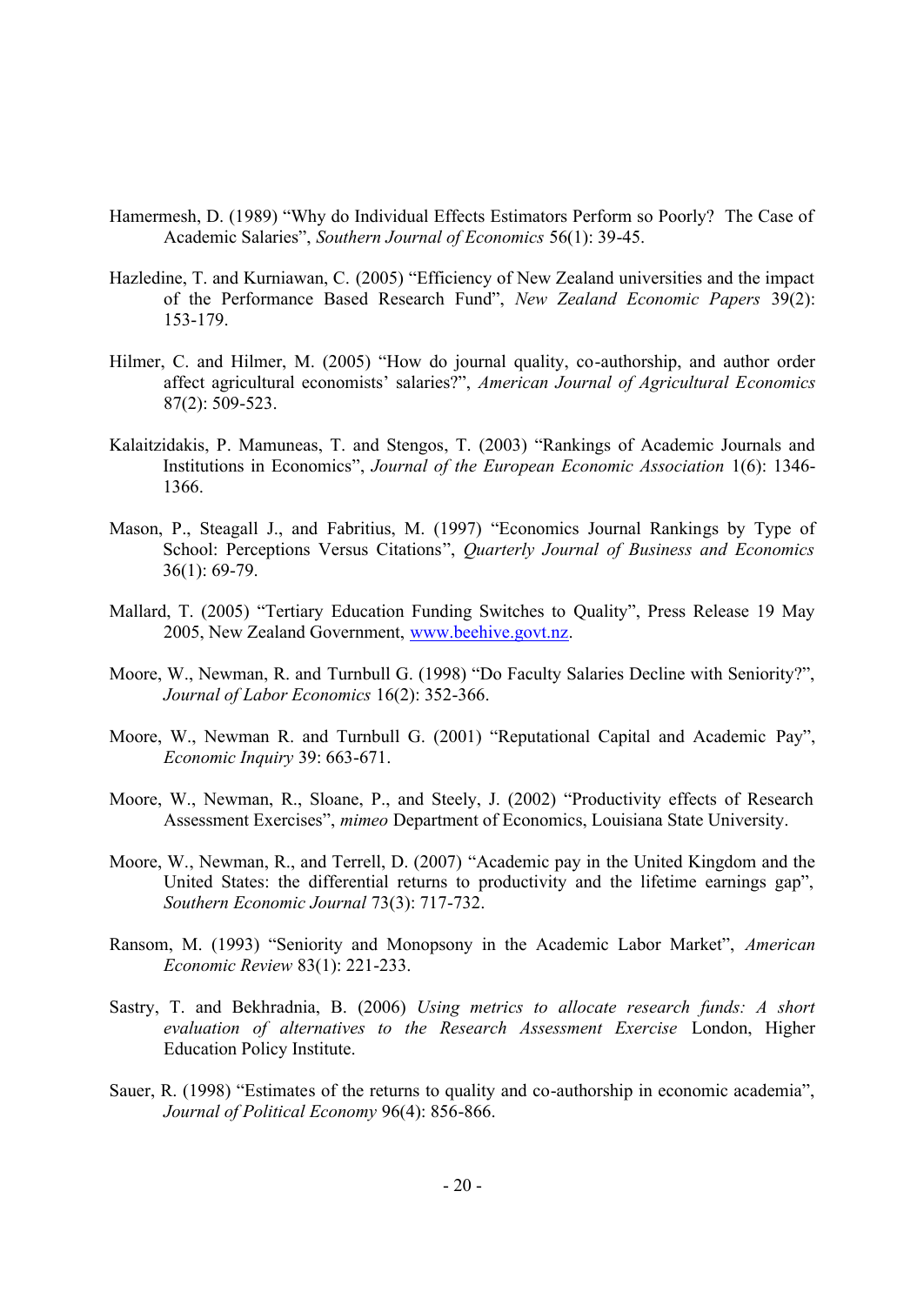Hamermesh, D. (1989) "Why do Individual Effects Estimators Perform so Poorly? The Case of Academic Salaries", *Southern Journal of Economics* 56(1): 39-45.

Hazledine, T. and Kurniawan, C. (2005) "Efficiency of New Zealand universities and the impact of the Performance Based Research Fund", *New Zealand Economic Papers* 39(2): 153-179.

Hilmer, C. and Hilmer, M. (2005) "How do journal quality, co-authorship, and author order affect agricultural economists' salaries?", *American Journal of Agricultural Economics* 87(2): 509-523.

Kalaitzidakis, P. Mamuneas, T. and Stengos, T. (2003) "Rankings of Academic Journals and Institutions in Economics", *Journal of the European Economic Association* 1(6): 1346-1366.

Mason, P., Steagall J., and Fabritius, M. (1997) "Economics Journal Rankings by Type of School: Perceptions Versus Citations", *Quarterly Journal of Business and Economics* 36(1): 69-79.

Mallard, T. (2005) "Tertiary Education Funding Switches to Quality", Press Release 19 May 2005, New Zealand Government, www.beehive.govt.nz.

Moore, W., Newman, R. and Turnbull G. (1998) "Do Faculty Salaries Decline with Seniority?", *Journal of Labor Economics* 16(2): 352-366.

Moore, W., Newman R. and Turnbull G. (2001) "Reputational Capital and Academic Pay", *Economic Inquiry* 39: 663-671.

Moore, W., Newman, R., Sloane, P., and Steely, J. (2002) "Productivity effects of Research Assessment Exercises", *mimeo* Department of Economics, Louisiana State University.

Moore, W., Newman, R., and Terrell, D. (2007) "Academic pay in the United Kingdom and the United States: the differential returns to productivity and the lifetime earnings gap", *Southern Economic Journal* 73(3): 717-732.

Ransom, M. (1993) "Seniority and Monopsony in the Academic Labor Market", *American Economic Review* 83(1): 221-233.

Sastry, T. and Bekhradnia, B. (2006) *Using metrics to allocate research funds: A short evaluation of alternatives to the Research Assessment Exercise* London, Higher Education Policy Institute.

Sauer, R. (1998) "Estimates of the returns to quality and co-authorship in economic academia", *Journal of Political Economy* 96(4): 856-866.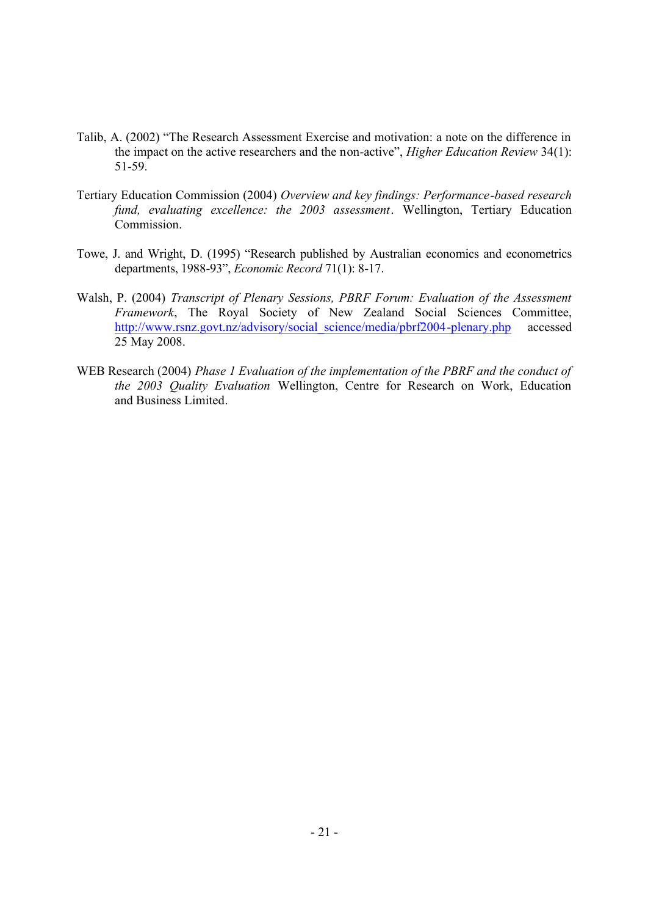Talib, A. (2002) "The Research Assessment Exercise and motivation: a note on the difference in the impact on the active researchers and the non-active", *Higher Education Review* 34(1): 51-59.

Tertiary Education Commission (2004) *Overview and key findings: Performance-based research fund, evaluating excellence: the 2003 assessment*. Wellington, Tertiary Education Commission.

Towe, J. and Wright, D. (1995) "Research published by Australian economics and econometrics departments, 1988-93", *Economic Record* 71(1): 8-17.

Walsh, P. (2004) *Transcript of Plenary Sessions, PBRF Forum: Evaluation of the Assessment Framework*, The Royal Society of New Zealand Social Sciences Committee, http://www.rsnz.govt.nz/advisory/social_science/media/pbrf2004-plenary.php accessed 25 May 2008.

WEB Research (2004) *Phase 1 Evaluation of the implementation of the PBRF and the conduct of the 2003 Quality Evaluation* Wellington, Centre for Research on Work, Education and Business Limited.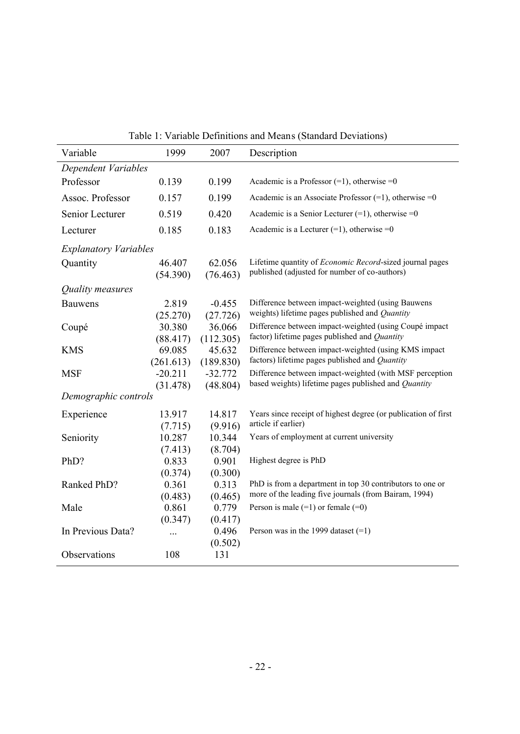Table 1: Variable Definitions and Means (Standard Deviations)

| Variable | 1999 | 2007 | Description |
|---|---|---|---|
| *Dependent Variables* | | | |
| Professor | 0.139 | 0.199 | Academic is a Professor (=1), otherwise =0 |
| Assoc. Professor | 0.157 | 0.199 | Academic is an Associate Professor (=1), otherwise =0 |
| Senior Lecturer | 0.519 | 0.420 | Academic is a Senior Lecturer (=1), otherwise =0 |
| Lecturer | 0.185 | 0.183 | Academic is a Lecturer (=1), otherwise =0 |
| *Explanatory Variables* | | | |
| Quantity | 46.407 (54.390) | 62.056 (76.463) | Lifetime quantity of *Economic Record*-sized journal pages published (adjusted for number of co-authors) |
| *Quality measures* | | | |
| Bauwens | 2.819 (25.270) | -0.455 (27.726) | Difference between impact-weighted (using Bauwens weights) lifetime pages published and *Quantity* |
| Coupé | 30.380 (88.417) | 36.066 (112.305) | Difference between impact-weighted (using Coupé impact factor) lifetime pages published and *Quantity* |
| KMS | 69.085 (261.613) | 45.632 (189.830) | Difference between impact-weighted (using KMS impact factors) lifetime pages published and *Quantity* |
| MSF | -20.211 (31.478) | -32.772 (48.804) | Difference between impact-weighted (with MSF perception based weights) lifetime pages published and *Quantity* |
| *Demographic controls* | | | |
| Experience | 13.917 (7.715) | 14.817 (9.916) | Years since receipt of highest degree (or publication of first article if earlier) |
| Seniority | 10.287 (7.413) | 10.344 (8.704) | Years of employment at current university |
| PhD? | 0.833 (0.374) | 0.901 (0.300) | Highest degree is PhD |
| Ranked PhD? | 0.361 (0.483) | 0.313 (0.465) | PhD is from a department in top 30 contributors to one or more of the leading five journals (from Bairam, 1994) |
| Male | 0.861 (0.347) | 0.779 (0.417) | Person is male (=1) or female (=0) |
| In Previous Data? | ... | 0.496 (0.502) | Person was in the 1999 dataset (=1) |
| Observations | 108 | 131 | |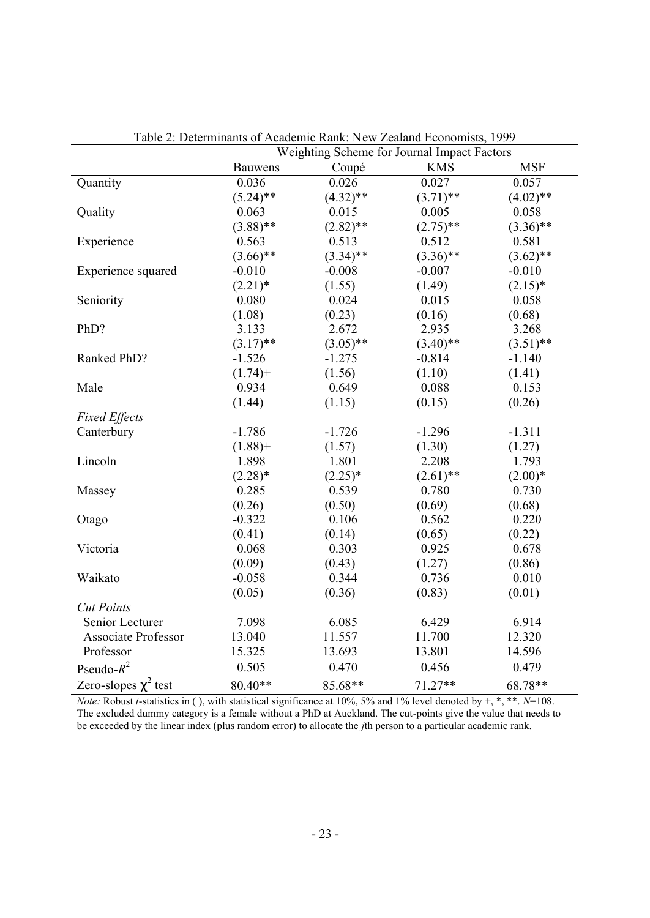Table 2: Determinants of Academic Rank: New Zealand Economists, 1999

| | Weighting Scheme for Journal Impact Factors | | | |
|---|---|---|---|---|
| | Bauwens | Coupé | KMS | MSF |
| Quantity | 0.036 | 0.026 | 0.027 | 0.057 |
| | (5.24)** | (4.32)** | (3.71)** | (4.02)** |
| Quality | 0.063 | 0.015 | 0.005 | 0.058 |
| | (3.88)** | (2.82)** | (2.75)** | (3.36)** |
| Experience | 0.563 | 0.513 | 0.512 | 0.581 |
| | (3.66)** | (3.34)** | (3.36)** | (3.62)** |
| Experience squared | -0.010 | -0.008 | -0.007 | -0.010 |
| | (2.21)* | (1.55) | (1.49) | (2.15)* |
| Seniority | 0.080 | 0.024 | 0.015 | 0.058 |
| | (1.08) | (0.23) | (0.16) | (0.68) |
| PhD? | 3.133 | 2.672 | 2.935 | 3.268 |
| | (3.17)** | (3.05)** | (3.40)** | (3.51)** |
| Ranked PhD? | -1.526 | -1.275 | -0.814 | -1.140 |
| | (1.74)+ | (1.56) | (1.10) | (1.41) |
| Male | 0.934 | 0.649 | 0.088 | 0.153 |
| | (1.44) | (1.15) | (0.15) | (0.26) |
| *Fixed Effects* | | | | |
| Canterbury | -1.786 | -1.726 | -1.296 | -1.311 |
| | (1.88)+ | (1.57) | (1.30) | (1.27) |
| Lincoln | 1.898 | 1.801 | 2.208 | 1.793 |
| | (2.28)* | (2.25)* | (2.61)** | (2.00)* |
| Massey | 0.285 | 0.539 | 0.780 | 0.730 |
| | (0.26) | (0.50) | (0.69) | (0.68) |
| Otago | -0.322 | 0.106 | 0.562 | 0.220 |
| | (0.41) | (0.14) | (0.65) | (0.22) |
| Victoria | 0.068 | 0.303 | 0.925 | 0.678 |
| | (0.09) | (0.43) | (1.27) | (0.86) |
| Waikato | -0.058 | 0.344 | 0.736 | 0.010 |
| | (0.05) | (0.36) | (0.83) | (0.01) |
| *Cut Points* | | | | |
| Senior Lecturer | 7.098 | 6.085 | 6.429 | 6.914 |
| Associate Professor | 13.040 | 11.557 | 11.700 | 12.320 |
| Professor | 15.325 | 13.693 | 13.801 | 14.596 |
| Pseudo-$R^2$ | 0.505 | 0.470 | 0.456 | 0.479 |
| Zero-slopes $\chi^2$ test | 80.40** | 85.68** | 71.27** | 68.78** |

*Note:* Robust *t*-statistics in ( ), with statistical significance at 10%, 5% and 1% level denoted by +, *, **. $N$=108. The excluded dummy category is a female without a PhD at Auckland. The cut-points give the value that needs to be exceeded by the linear index (plus random error) to allocate the *j*th person to a particular academic rank.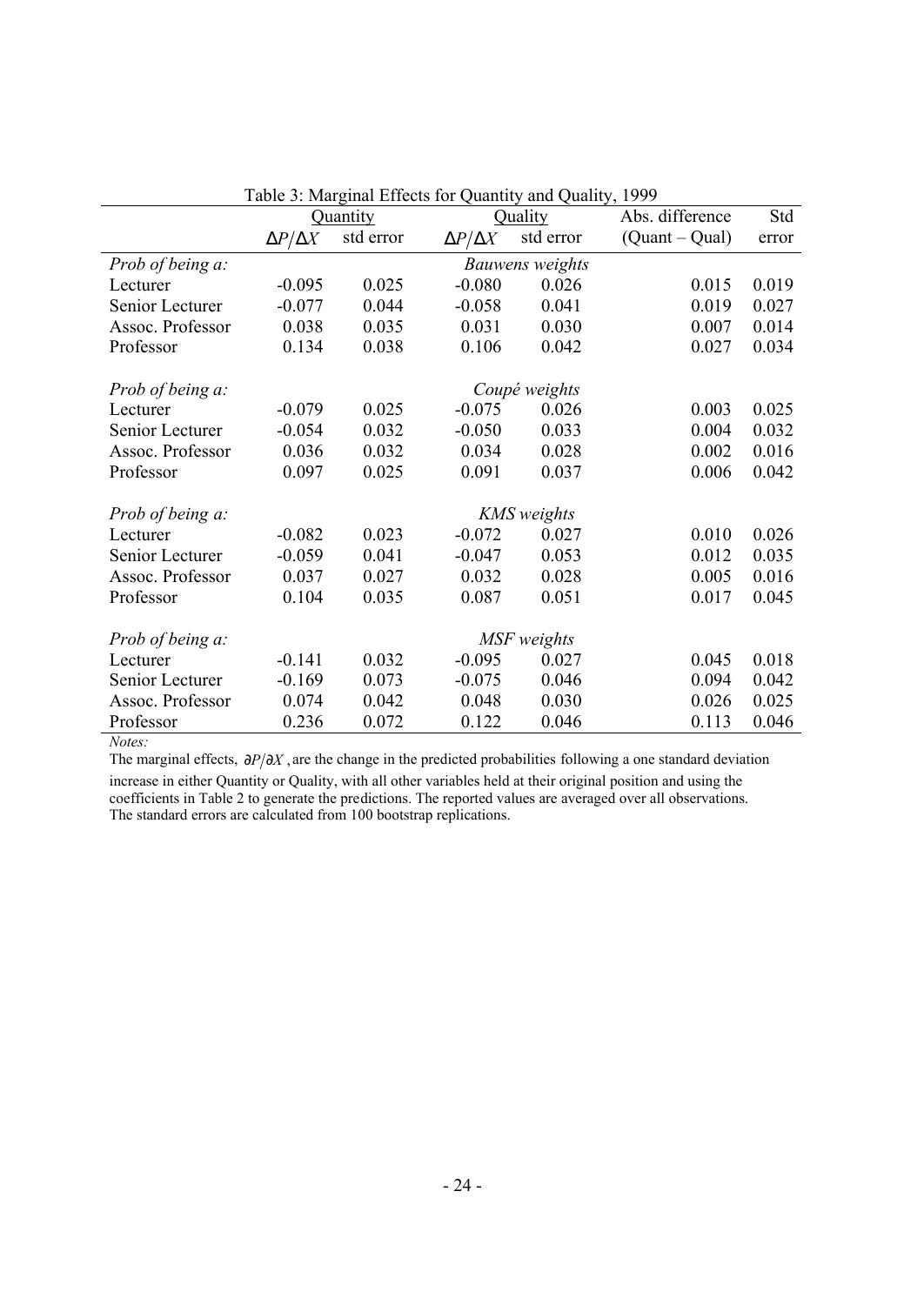Table 3: Marginal Effects for Quantity and Quality, 1999

| | Quantity | | Quality | | Abs. difference | Std |
|---|---|---|---|---|---|---|
| | $\Delta P/\Delta X$ | std error | $\Delta P/\Delta X$ | std error | (Quant – Qual) | error |
| *Prob of being a:* | | | *Bauwens weights* | | | |
| Lecturer | -0.095 | 0.025 | -0.080 | 0.026 | 0.015 | 0.019 |
| Senior Lecturer | -0.077 | 0.044 | -0.058 | 0.041 | 0.019 | 0.027 |
| Assoc. Professor | 0.038 | 0.035 | 0.031 | 0.030 | 0.007 | 0.014 |
| Professor | 0.134 | 0.038 | 0.106 | 0.042 | 0.027 | 0.034 |
| *Prob of being a:* | | | *Coupé weights* | | | |
| Lecturer | -0.079 | 0.025 | -0.075 | 0.026 | 0.003 | 0.025 |
| Senior Lecturer | -0.054 | 0.032 | -0.050 | 0.033 | 0.004 | 0.032 |
| Assoc. Professor | 0.036 | 0.032 | 0.034 | 0.028 | 0.002 | 0.016 |
| Professor | 0.097 | 0.025 | 0.091 | 0.037 | 0.006 | 0.042 |
| *Prob of being a:* | | | *KMS weights* | | | |
| Lecturer | -0.082 | 0.023 | -0.072 | 0.027 | 0.010 | 0.026 |
| Senior Lecturer | -0.059 | 0.041 | -0.047 | 0.053 | 0.012 | 0.035 |
| Assoc. Professor | 0.037 | 0.027 | 0.032 | 0.028 | 0.005 | 0.016 |
| Professor | 0.104 | 0.035 | 0.087 | 0.051 | 0.017 | 0.045 |
| *Prob of being a:* | | | *MSF weights* | | | |
| Lecturer | -0.141 | 0.032 | -0.095 | 0.027 | 0.045 | 0.018 |
| Senior Lecturer | -0.169 | 0.073 | -0.075 | 0.046 | 0.094 | 0.042 |
| Assoc. Professor | 0.074 | 0.042 | 0.048 | 0.030 | 0.026 | 0.025 |
| Professor | 0.236 | 0.072 | 0.122 | 0.046 | 0.113 | 0.046 |

*Notes:*

The marginal effects, $\partial P/\partial X$, are the change in the predicted probabilities following a one standard deviation increase in either Quantity or Quality, with all other variables held at their original position and using the coefficients in Table 2 to generate the predictions. The reported values are averaged over all observations. The standard errors are calculated from 100 bootstrap replications.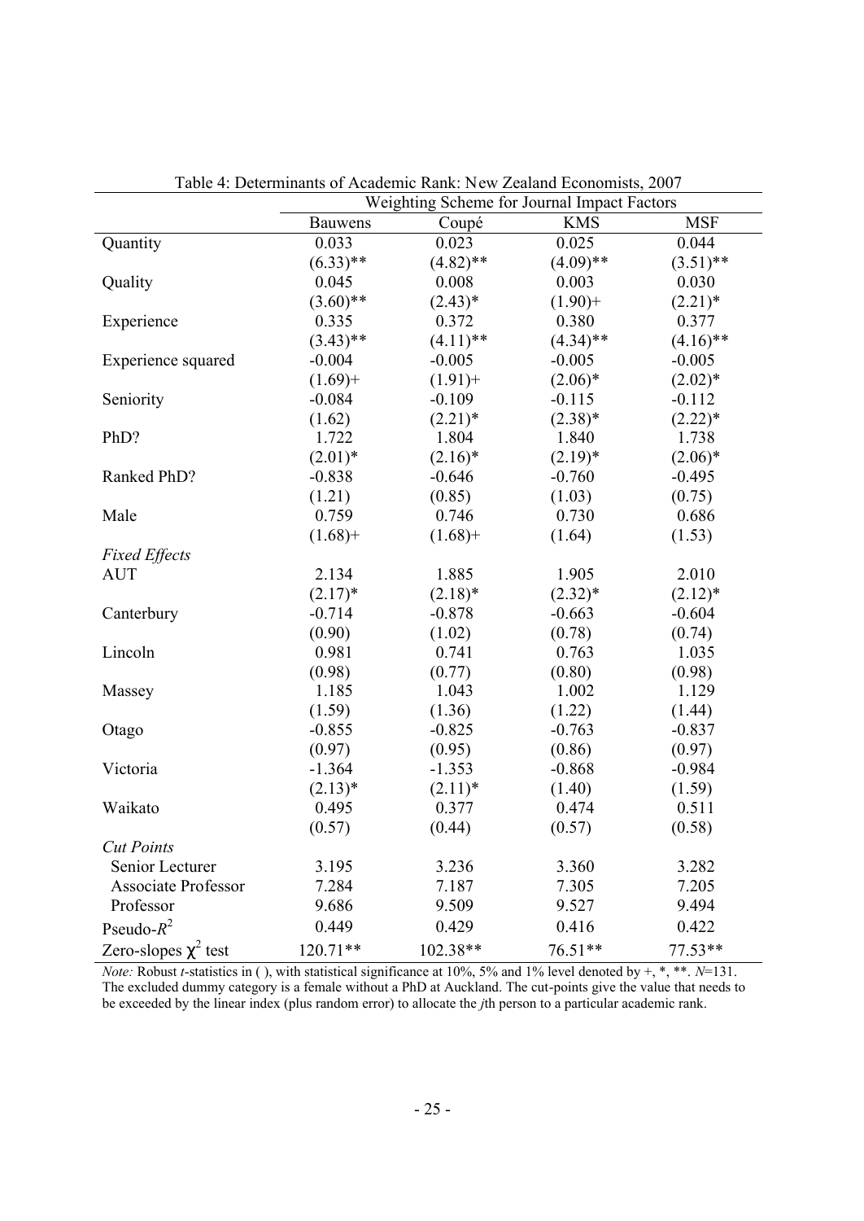Table 4: Determinants of Academic Rank: New Zealand Economists, 2007

| | Weighting Scheme for Journal Impact Factors | | | |
|---|---|---|---|---|
| | Bauwens | Coupé | KMS | MSF |
| Quantity | 0.033 | 0.023 | 0.025 | 0.044 |
| | (6.33)** | (4.82)** | (4.09)** | (3.51)** |
| Quality | 0.045 | 0.008 | 0.003 | 0.030 |
| | (3.60)** | (2.43)* | (1.90)+ | (2.21)* |
| Experience | 0.335 | 0.372 | 0.380 | 0.377 |
| | (3.43)** | (4.11)** | (4.34)** | (4.16)** |
| Experience squared | -0.004 | -0.005 | -0.005 | -0.005 |
| | (1.69)+ | (1.91)+ | (2.06)* | (2.02)* |
| Seniority | -0.084 | -0.109 | -0.115 | -0.112 |
| | (1.62) | (2.21)* | (2.38)* | (2.22)* |
| PhD? | 1.722 | 1.804 | 1.840 | 1.738 |
| | (2.01)* | (2.16)* | (2.19)* | (2.06)* |
| Ranked PhD? | -0.838 | -0.646 | -0.760 | -0.495 |
| | (1.21) | (0.85) | (1.03) | (0.75) |
| Male | 0.759 | 0.746 | 0.730 | 0.686 |
| | (1.68)+ | (1.68)+ | (1.64) | (1.53) |
| *Fixed Effects* | | | | |
| AUT | 2.134 | 1.885 | 1.905 | 2.010 |
| | (2.17)* | (2.18)* | (2.32)* | (2.12)* |
| Canterbury | -0.714 | -0.878 | -0.663 | -0.604 |
| | (0.90) | (1.02) | (0.78) | (0.74) |
| Lincoln | 0.981 | 0.741 | 0.763 | 1.035 |
| | (0.98) | (0.77) | (0.80) | (0.98) |
| Massey | 1.185 | 1.043 | 1.002 | 1.129 |
| | (1.59) | (1.36) | (1.22) | (1.44) |
| Otago | -0.855 | -0.825 | -0.763 | -0.837 |
| | (0.97) | (0.95) | (0.86) | (0.97) |
| Victoria | -1.364 | -1.353 | -0.868 | -0.984 |
| | (2.13)* | (2.11)* | (1.40) | (1.59) |
| Waikato | 0.495 | 0.377 | 0.474 | 0.511 |
| | (0.57) | (0.44) | (0.57) | (0.58) |
| *Cut Points* | | | | |
| Senior Lecturer | 3.195 | 3.236 | 3.360 | 3.282 |
| Associate Professor | 7.284 | 7.187 | 7.305 | 7.205 |
| Professor | 9.686 | 9.509 | 9.527 | 9.494 |
| Pseudo-$R^2$ | 0.449 | 0.429 | 0.416 | 0.422 |
| Zero-slopes $\chi^2$ test | 120.71** | 102.38** | 76.51** | 77.53** |

*Note:* Robust *t*-statistics in ( ), with statistical significance at 10%, 5% and 1% level denoted by +, *, **. *N*=131. The excluded dummy category is a female without a PhD at Auckland. The cut-points give the value that needs to be exceeded by the linear index (plus random error) to allocate the *j*th person to a particular academic rank.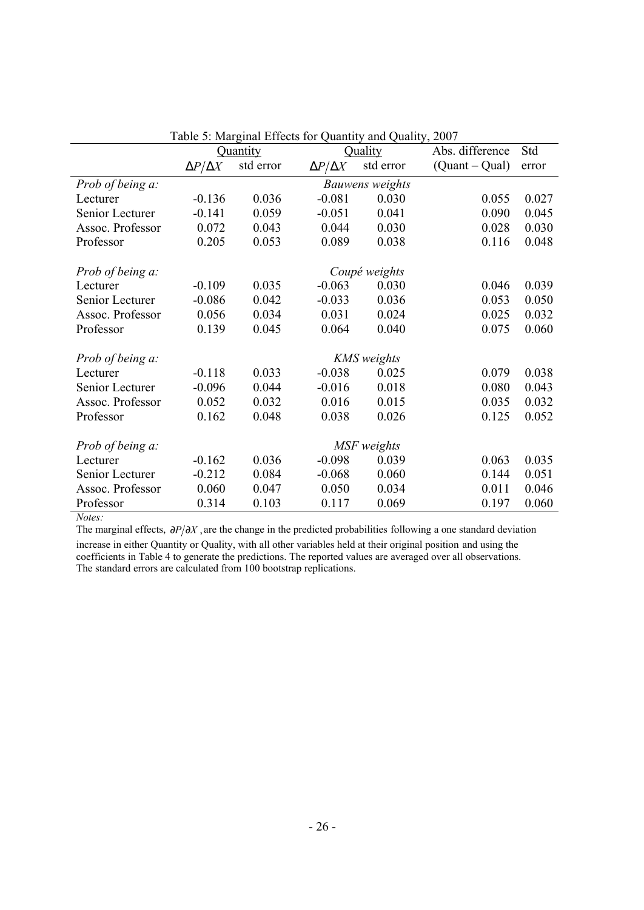Table 5: Marginal Effects for Quantity and Quality, 2007

| | Quantity | | Quality | | Abs. difference | Std |
|---|---|---|---|---|---|---|
| | $\Delta P/\Delta X$ | std error | $\Delta P/\Delta X$ | std error | (Quant – Qual) | error |
| *Prob of being a:* | | | *Bauwens weights* | | | |
| Lecturer | -0.136 | 0.036 | -0.081 | 0.030 | 0.055 | 0.027 |
| Senior Lecturer | -0.141 | 0.059 | -0.051 | 0.041 | 0.090 | 0.045 |
| Assoc. Professor | 0.072 | 0.043 | 0.044 | 0.030 | 0.028 | 0.030 |
| Professor | 0.205 | 0.053 | 0.089 | 0.038 | 0.116 | 0.048 |
| *Prob of being a:* | | | *Coupé weights* | | | |
| Lecturer | -0.109 | 0.035 | -0.063 | 0.030 | 0.046 | 0.039 |
| Senior Lecturer | -0.086 | 0.042 | -0.033 | 0.036 | 0.053 | 0.050 |
| Assoc. Professor | 0.056 | 0.034 | 0.031 | 0.024 | 0.025 | 0.032 |
| Professor | 0.139 | 0.045 | 0.064 | 0.040 | 0.075 | 0.060 |
| *Prob of being a:* | | | *KMS weights* | | | |
| Lecturer | -0.118 | 0.033 | -0.038 | 0.025 | 0.079 | 0.038 |
| Senior Lecturer | -0.096 | 0.044 | -0.016 | 0.018 | 0.080 | 0.043 |
| Assoc. Professor | 0.052 | 0.032 | 0.016 | 0.015 | 0.035 | 0.032 |
| Professor | 0.162 | 0.048 | 0.038 | 0.026 | 0.125 | 0.052 |
| *Prob of being a:* | | | *MSF weights* | | | |
| Lecturer | -0.162 | 0.036 | -0.098 | 0.039 | 0.063 | 0.035 |
| Senior Lecturer | -0.212 | 0.084 | -0.068 | 0.060 | 0.144 | 0.051 |
| Assoc. Professor | 0.060 | 0.047 | 0.050 | 0.034 | 0.011 | 0.046 |
| Professor | 0.314 | 0.103 | 0.117 | 0.069 | 0.197 | 0.060 |

*Notes:*

The marginal effects, $\partial P/\partial X$, are the change in the predicted probabilities following a one standard deviation increase in either Quantity or Quality, with all other variables held at their original position and using the coefficients in Table 4 to generate the predictions. The reported values are averaged over all observations. The standard errors are calculated from 100 bootstrap replications.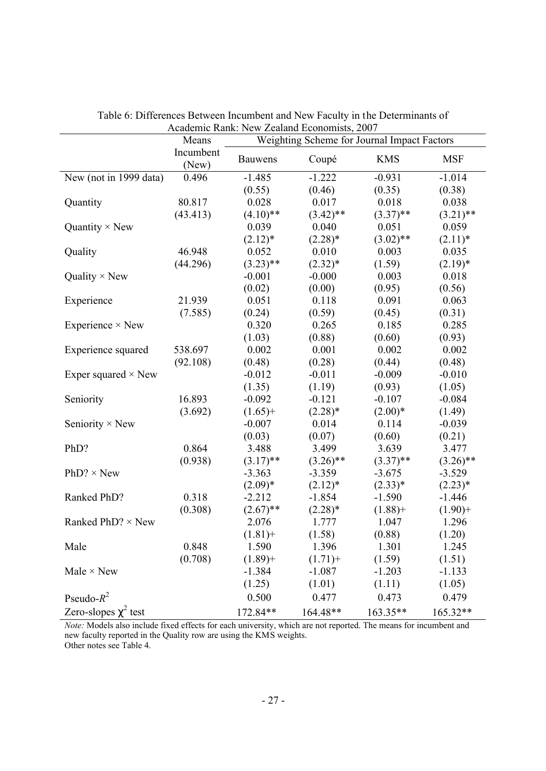Table 6: Differences Between Incumbent and New Faculty in the Determinants of Academic Rank: New Zealand Economists, 2007

| | Means | Weighting Scheme for Journal Impact Factors | | | |
|---|---|---|---|---|---|
| | Incumbent (New) | Bauwens | Coupé | KMS | MSF |
| New (not in 1999 data) | 0.496 | -1.485 | -1.222 | -0.931 | -1.014 |
| | | (0.55) | (0.46) | (0.35) | (0.38) |
| Quantity | 80.817 | 0.028 | 0.017 | 0.018 | 0.038 |
| | (43.413) | (4.10)** | (3.42)** | (3.37)** | (3.21)** |
| Quantity × New | | 0.039 | 0.040 | 0.051 | 0.059 |
| | | (2.12)* | (2.28)* | (3.02)** | (2.11)* |
| Quality | 46.948 | 0.052 | 0.010 | 0.003 | 0.035 |
| | (44.296) | (3.23)** | (2.32)* | (1.59) | (2.19)* |
| Quality × New | | -0.001 | -0.000 | 0.003 | 0.018 |
| | | (0.02) | (0.00) | (0.95) | (0.56) |
| Experience | 21.939 | 0.051 | 0.118 | 0.091 | 0.063 |
| | (7.585) | (0.24) | (0.59) | (0.45) | (0.31) |
| Experience × New | | 0.320 | 0.265 | 0.185 | 0.285 |
| | | (1.03) | (0.88) | (0.60) | (0.93) |
| Experience squared | 538.697 | 0.002 | 0.001 | 0.002 | 0.002 |
| | (92.108) | (0.48) | (0.28) | (0.44) | (0.48) |
| Exper squared × New | | -0.012 | -0.011 | -0.009 | -0.010 |
| | | (1.35) | (1.19) | (0.93) | (1.05) |
| Seniority | 16.893 | -0.092 | -0.121 | -0.107 | -0.084 |
| | (3.692) | (1.65)+ | (2.28)* | (2.00)* | (1.49) |
| Seniority × New | | -0.007 | 0.014 | 0.114 | -0.039 |
| | | (0.03) | (0.07) | (0.60) | (0.21) |
| PhD? | 0.864 | 3.488 | 3.499 | 3.639 | 3.477 |
| | (0.938) | (3.17)** | (3.26)** | (3.37)** | (3.26)** |
| PhD? × New | | -3.363 | -3.359 | -3.675 | -3.529 |
| | | (2.09)* | (2.12)* | (2.33)* | (2.23)* |
| Ranked PhD? | 0.318 | -2.212 | -1.854 | -1.590 | -1.446 |
| | (0.308) | (2.67)** | (2.28)* | (1.88)+ | (1.90)+ |
| Ranked PhD? × New | | 2.076 | 1.777 | 1.047 | 1.296 |
| | | (1.81)+ | (1.58) | (0.88) | (1.20) |
| Male | 0.848 | 1.590 | 1.396 | 1.301 | 1.245 |
| | (0.708) | (1.89)+ | (1.71)+ | (1.59) | (1.51) |
| Male × New | | -1.384 | -1.087 | -1.203 | -1.133 |
| | | (1.25) | (1.01) | (1.11) | (1.05) |
| Pseudo-$R^2$ | | 0.500 | 0.477 | 0.473 | 0.479 |
| Zero-slopes $\chi^2$ test | | 172.84** | 164.48** | 163.35** | 165.32** |

*Note:* Models also include fixed effects for each university, which are not reported. The means for incumbent and new faculty reported in the Quality row are using the KMS weights.
Other notes see Table 4.